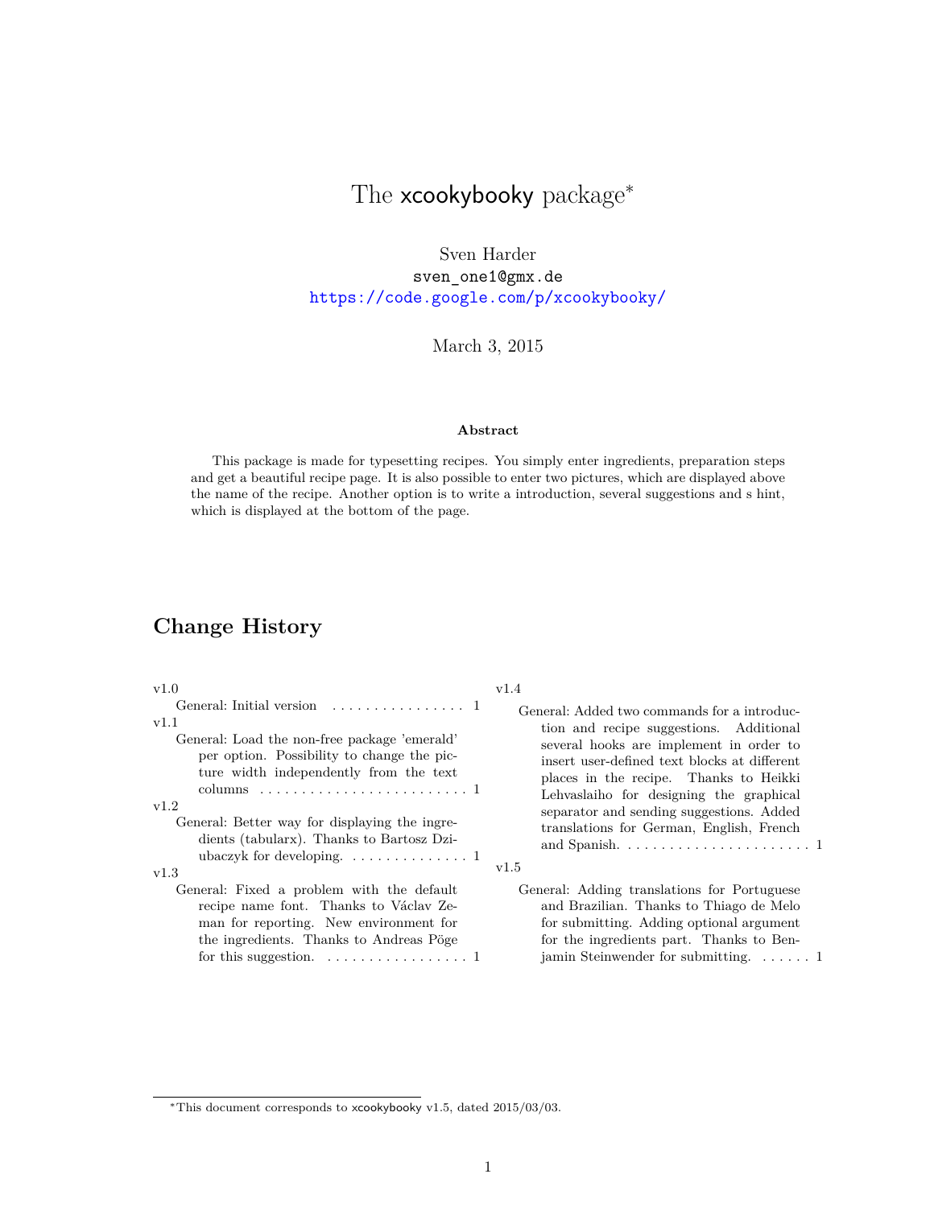# The xcookybooky package*

Sven Harder
sven_one1@gmx.de
https://code.google.com/p/xcookybooky/

March 3, 2015

**Abstract**

This package is made for typesetting recipes. You simply enter ingredients, preparation steps and get a beautiful recipe page. It is also possible to enter two pictures, which are displayed above the name of the recipe. Another option is to write a introduction, several suggestions and s hint, which is displayed at the bottom of the page.

## Change History

v1.0
General: Initial version . . . . . . . . . . . . . . . . 1

v1.1
General: Load the non-free package 'emerald' per option. Possibility to change the picture width independently from the text columns . . . . . . . . . . . . . . . . . . . . . . . . . 1

v1.2
General: Better way for displaying the ingredients (tabularx). Thanks to Bartosz Dziubaczyk for developing. . . . . . . . . . . . . . . 1

v1.3
General: Fixed a problem with the default recipe name font. Thanks to Václav Zeman for reporting. New environment for the ingredients. Thanks to Andreas Pöge for this suggestion. . . . . . . . . . . . . . . . . . 1

v1.4
General: Added two commands for a introduction and recipe suggestions. Additional several hooks are implement in order to insert user-defined text blocks at different places in the recipe. Thanks to Heikki Lehvaslaiho for designing the graphical separator and sending suggestions. Added translations for German, English, French and Spanish. . . . . . . . . . . . . . . . . . . . . . . 1

v1.5
General: Adding translations for Portuguese and Brazilian. Thanks to Thiago de Melo for submitting. Adding optional argument for the ingredients part. Thanks to Benjamin Steinwender for submitting. . . . . . . 1

*This document corresponds to xcookybooky v1.5, dated 2015/03/03.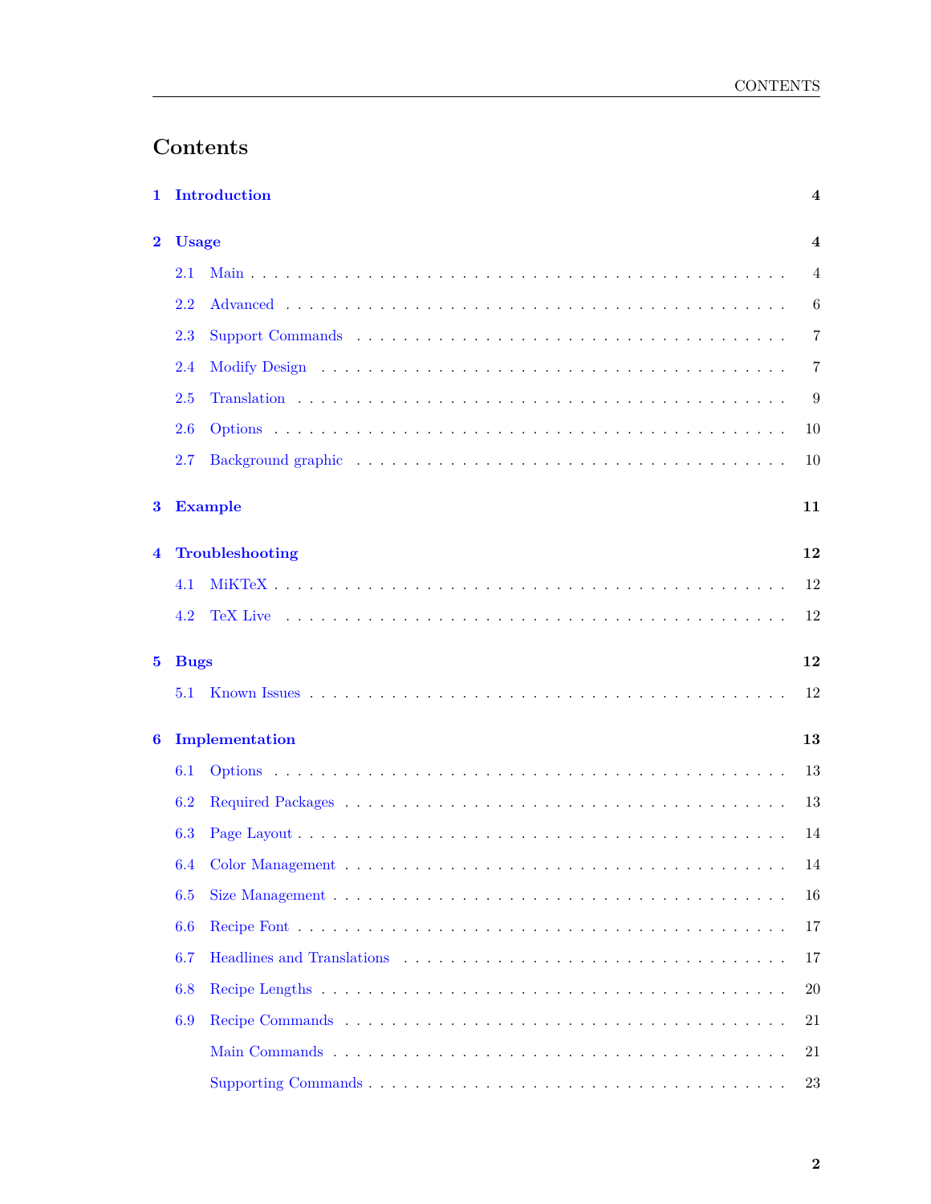# Contents

**1 Introduction** **4**

**2 Usage** **4**

- 2.1 Main . . . . . . . . . . . . . . . . . . . . . . . . . . . . . . . . . . . . . . . . 4
- 2.2 Advanced . . . . . . . . . . . . . . . . . . . . . . . . . . . . . . . . . . . . . . 6
- 2.3 Support Commands . . . . . . . . . . . . . . . . . . . . . . . . . . . . . . . . 7
- 2.4 Modify Design . . . . . . . . . . . . . . . . . . . . . . . . . . . . . . . . . . . 7
- 2.5 Translation . . . . . . . . . . . . . . . . . . . . . . . . . . . . . . . . . . . . 9
- 2.6 Options . . . . . . . . . . . . . . . . . . . . . . . . . . . . . . . . . . . . . . 10
- 2.7 Background graphic . . . . . . . . . . . . . . . . . . . . . . . . . . . . . . . . 10

**3 Example** **11**

**4 Troubleshooting** **12**

- 4.1 MiKTeX . . . . . . . . . . . . . . . . . . . . . . . . . . . . . . . . . . . . . . 12
- 4.2 TeX Live . . . . . . . . . . . . . . . . . . . . . . . . . . . . . . . . . . . . . 12

**5 Bugs** **12**

- 5.1 Known Issues . . . . . . . . . . . . . . . . . . . . . . . . . . . . . . . . . . . 12

**6 Implementation** **13**

- 6.1 Options . . . . . . . . . . . . . . . . . . . . . . . . . . . . . . . . . . . . . . 13
- 6.2 Required Packages . . . . . . . . . . . . . . . . . . . . . . . . . . . . . . . . . 13
- 6.3 Page Layout . . . . . . . . . . . . . . . . . . . . . . . . . . . . . . . . . . . . 14
- 6.4 Color Management . . . . . . . . . . . . . . . . . . . . . . . . . . . . . . . . . 14
- 6.5 Size Management . . . . . . . . . . . . . . . . . . . . . . . . . . . . . . . . . . 16
- 6.6 Recipe Font . . . . . . . . . . . . . . . . . . . . . . . . . . . . . . . . . . . . 17
- 6.7 Headlines and Translations . . . . . . . . . . . . . . . . . . . . . . . . . . . . 17
- 6.8 Recipe Lengths . . . . . . . . . . . . . . . . . . . . . . . . . . . . . . . . . . 20
- 6.9 Recipe Commands . . . . . . . . . . . . . . . . . . . . . . . . . . . . . . . . . 21
  - Main Commands . . . . . . . . . . . . . . . . . . . . . . . . . . . . . . . . . 21
  - Supporting Commands . . . . . . . . . . . . . . . . . . . . . . . . . . . . . . 23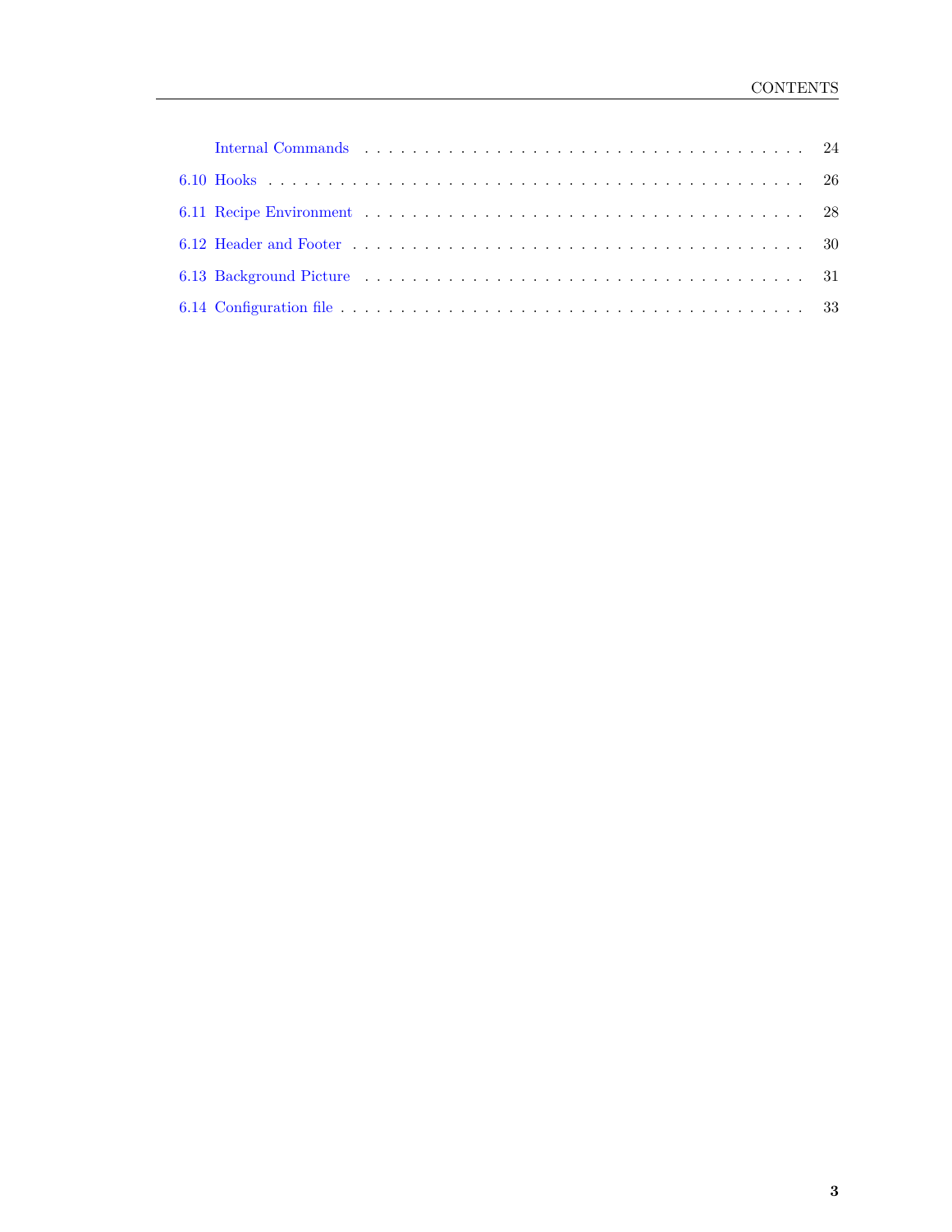Internal Commands . . . . . . . . . . . . . . . . . . . . . . . . . . . . . . . . . . . . . . 24

6.10 Hooks . . . . . . . . . . . . . . . . . . . . . . . . . . . . . . . . . . . . . . . . . . . . 26

6.11 Recipe Environment . . . . . . . . . . . . . . . . . . . . . . . . . . . . . . . . . . . . 28

6.12 Header and Footer . . . . . . . . . . . . . . . . . . . . . . . . . . . . . . . . . . . . . 30

6.13 Background Picture . . . . . . . . . . . . . . . . . . . . . . . . . . . . . . . . . . . . 31

6.14 Configuration file . . . . . . . . . . . . . . . . . . . . . . . . . . . . . . . . . . . . . 33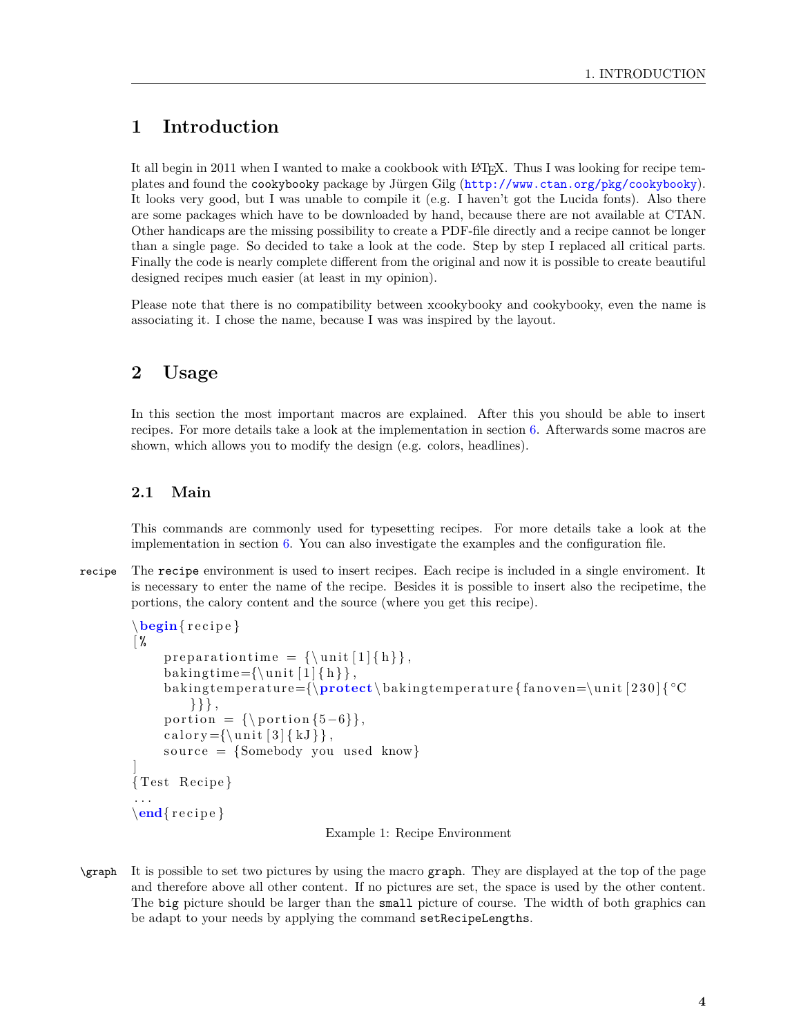# 1 Introduction

It all begin in 2011 when I wanted to make a cookbook with LaTeX. Thus I was looking for recipe templates and found the `cookybooky` package by Jürgen Gilg (http://www.ctan.org/pkg/cookybooky). It looks very good, but I was unable to compile it (e.g. I haven't got the Lucida fonts). Also there are some packages which have to be downloaded by hand, because there are not available at CTAN. Other handicaps are the missing possibility to create a PDF-file directly and a recipe cannot be longer than a single page. So decided to take a look at the code. Step by step I replaced all critical parts. Finally the code is nearly complete different from the original and now it is possible to create beautiful designed recipes much easier (at least in my opinion).

Please note that there is no compatibility between xcookybooky and cookybooky, even the name is associating it. I chose the name, because I was was inspired by the layout.

# 2 Usage

In this section the most important macros are explained. After this you should be able to insert recipes. For more details take a look at the implementation in section 6. Afterwards some macros are shown, which allows you to modify the design (e.g. colors, headlines).

## 2.1 Main

This commands are commonly used for typesetting recipes. For more details take a look at the implementation in section 6. You can also investigate the examples and the configuration file.

`recipe` The `recipe` environment is used to insert recipes. Each recipe is included in a single enviroment. It is necessary to enter the name of the recipe. Besides it is possible to insert also the recipetime, the portions, the calory content and the source (where you get this recipe).

```
\begin{recipe}
[%
    preparationtime = {\unit[1]{h}},
    bakingtime={\unit[1]{h}},
    bakingtemperature={\protect\bakingtemperature{fanoven=\unit[230]{°C
        }}},
    portion = {\portion{5-6}},
    calory={\unit[3]{kJ}},
    source = {Somebody you used know}
]
{Test Recipe}
...
\end{recipe}
```

Example 1: Recipe Environment

`\graph` It is possible to set two pictures by using the macro `graph`. They are displayed at the top of the page and therefore above all other content. If no pictures are set, the space is used by the other content. The `big` picture should be larger than the `small` picture of course. The width of both graphics can be adapt to your needs by applying the command `setRecipeLengths`.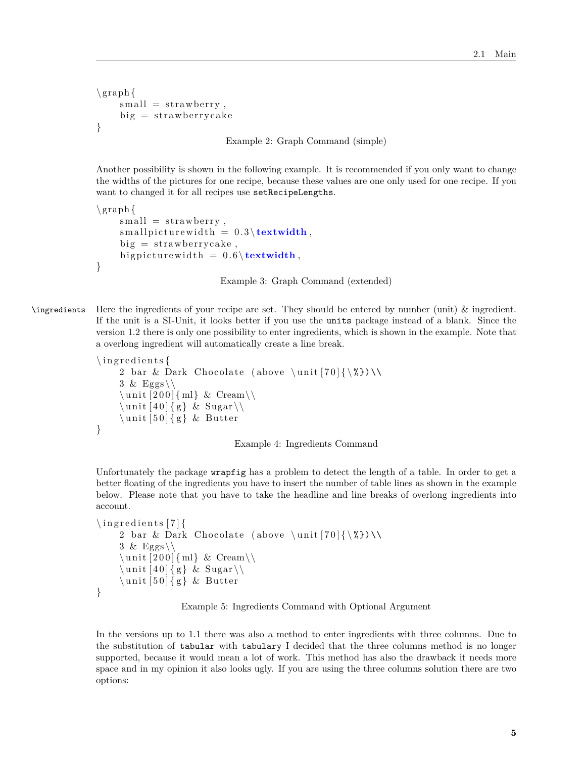```
\graph{
    small = strawberry,
    big = strawberrycake
}
```

Example 2: Graph Command (simple)

Another possibility is shown in the following example. It is recommended if you only want to change the widths of the pictures for one recipe, because these values are one only used for one recipe. If you want to changed it for all recipes use `setRecipeLengths`.

```
\graph{
    small = strawberry,
    smallpicturewidth = 0.3\textwidth,
    big = strawberrycake,
    bigpicturewidth = 0.6\textwidth,
}
```

Example 3: Graph Command (extended)

`\ingredients` Here the ingredients of your recipe are set. They should be entered by number (unit) & ingredient. If the unit is a SI-Unit, it looks better if you use the `units` package instead of a blank. Since the version 1.2 there is only one possibility to enter ingredients, which is shown in the example. Note that a overlong ingredient will automatically create a line break.

```
\ingredients{
    2 bar & Dark Chocolate (above \unit[70]{\%})\\
    3 & Eggs\\
    \unit[200]{ml} & Cream\\
    \unit[40]{g} & Sugar\\
    \unit[50]{g} & Butter
}
```

Example 4: Ingredients Command

Unfortunately the package `wrapfig` has a problem to detect the length of a table. In order to get a better floating of the ingredients you have to insert the number of table lines as shown in the example below. Please note that you have to take the headline and line breaks of overlong ingredients into account.

```
\ingredients[7]{
    2 bar & Dark Chocolate (above \unit[70]{\%})\\
    3 & Eggs\\
    \unit[200]{ml} & Cream\\
    \unit[40]{g} & Sugar\\
    \unit[50]{g} & Butter
}
```

Example 5: Ingredients Command with Optional Argument

In the versions up to 1.1 there was also a method to enter ingredients with three columns. Due to the substitution of `tabular` with `tabulary` I decided that the three columns method is no longer supported, because it would mean a lot of work. This method has also the drawback it needs more space and in my opinion it also looks ugly. If you are using the three columns solution there are two options: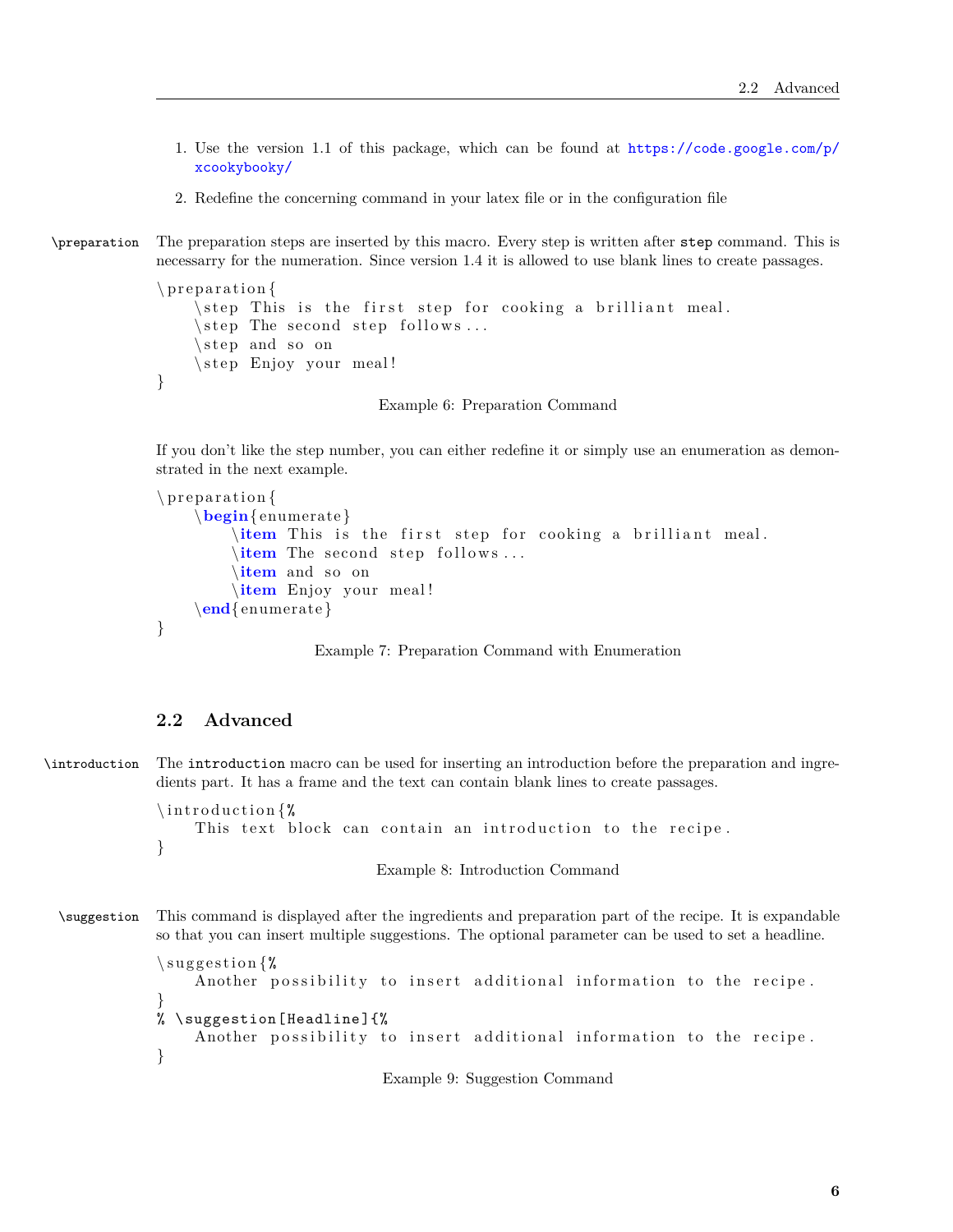1. Use the version 1.1 of this package, which can be found at https://code.google.com/p/xcookybooky/

2. Redefine the concerning command in your latex file or in the configuration file

`\preparation` The preparation steps are inserted by this macro. Every step is written after `step` command. This is necessarry for the numeration. Since version 1.4 it is allowed to use blank lines to create passages.

```
\preparation{
    \step This is the first step for cooking a brilliant meal.
    \step The second step follows...
    \step and so on
    \step Enjoy your meal!
}
```

Example 6: Preparation Command

If you don't like the step number, you can either redefine it or simply use an enumeration as demonstrated in the next example.

```
\preparation{
    \begin{enumerate}
        \item This is the first step for cooking a brilliant meal.
        \item The second step follows...
        \item and so on
        \item Enjoy your meal!
    \end{enumerate}
}
```

Example 7: Preparation Command with Enumeration

## 2.2 Advanced

`\introduction` The `introduction` macro can be used for inserting an introduction before the preparation and ingredients part. It has a frame and the text can contain blank lines to create passages.

```
\introduction{%
    This text block can contain an introduction to the recipe.
}
```

Example 8: Introduction Command

`\suggestion` This command is displayed after the ingredients and preparation part of the recipe. It is expandable so that you can insert multiple suggestions. The optional parameter can be used to set a headline.

```
\suggestion{%
    Another possibility to insert additional information to the recipe.
}
% \suggestion[Headline]{%
    Another possibility to insert additional information to the recipe.
}
```

Example 9: Suggestion Command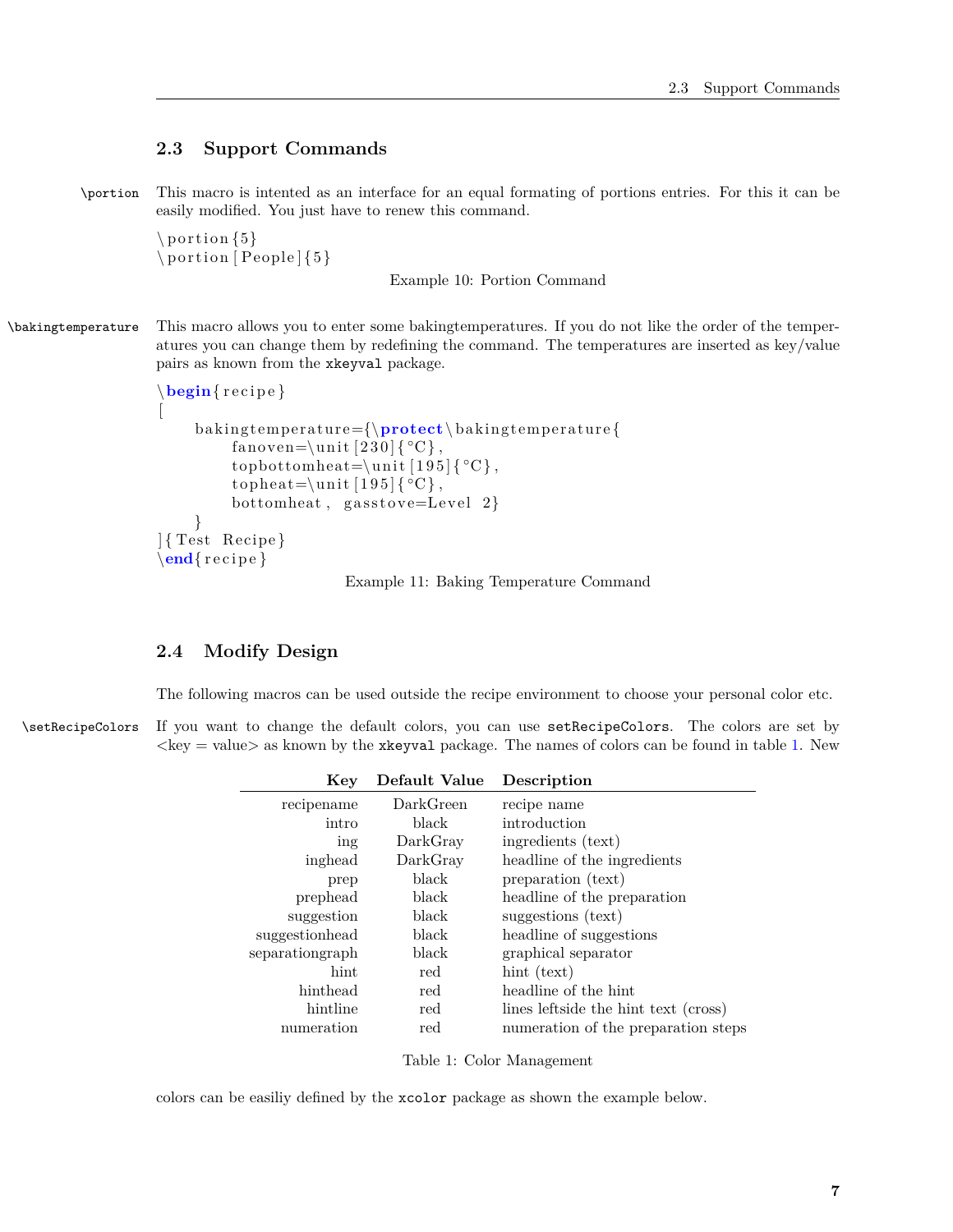## 2.3 Support Commands

`\portion` This macro is intented as an interface for an equal formating of portions entries. For this it can be easily modified. You just have to renew this command.

```
\portion{5}
\portion[People]{5}
```

Example 10: Portion Command

`\bakingtemperature` This macro allows you to enter some bakingtemperatures. If you do not like the order of the temperatures you can change them by redefining the command. The temperatures are inserted as key/value pairs as known from the `xkeyval` package.

```
\begin{recipe}
[
    bakingtemperature={\protect\bakingtemperature{
        fanoven=\unit[230]{°C},
        topbottomheat=\unit[195]{°C},
        topheat=\unit[195]{°C},
        bottomheat, gasstove=Level 2}
    }
]{Test Recipe}
\end{recipe}
```

Example 11: Baking Temperature Command

## 2.4 Modify Design

The following macros can be used outside the recipe environment to choose your personal color etc.

`\setRecipeColors` If you want to change the default colors, you can use `setRecipeColors`. The colors are set by <key = value> as known by the `xkeyval` package. The names of colors can be found in table 1. New colors can be easiliy defined by the `xcolor` package as shown the example below.

| Key | Default Value | Description |
|---:|:---:|:---|
| recipename | DarkGreen | recipe name |
| intro | black | introduction |
| ing | DarkGray | ingredients (text) |
| inghead | DarkGray | headline of the ingredients |
| prep | black | preparation (text) |
| prephead | black | headline of the preparation |
| suggestion | black | suggestions (text) |
| suggestionhead | black | headline of suggestions |
| separationgraph | black | graphical separator |
| hint | red | hint (text) |
| hinthead | red | headline of the hint |
| hintline | red | lines leftside the hint text (cross) |
| numeration | red | numeration of the preparation steps |

Table 1: Color Management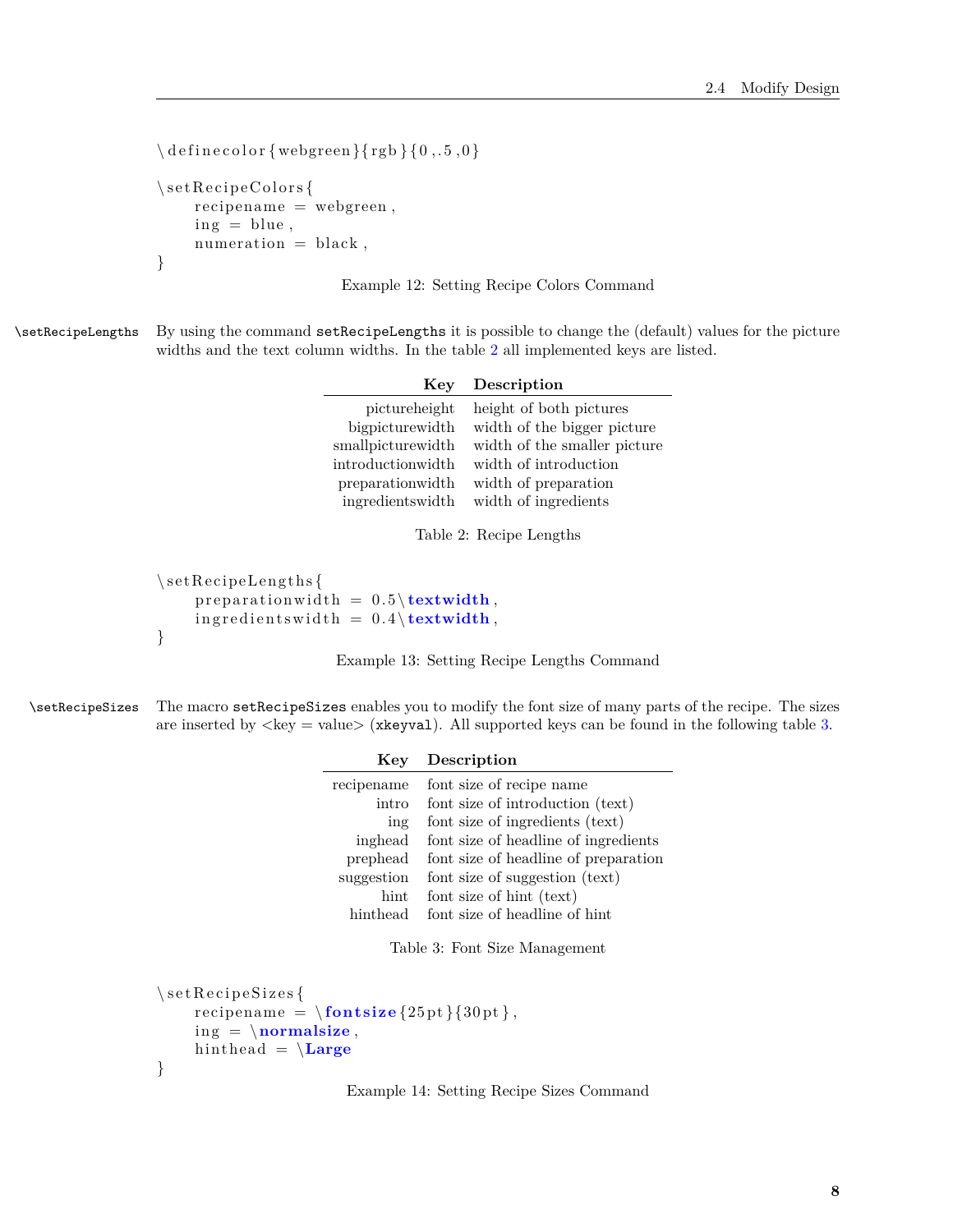```
\definecolor{webgreen}{rgb}{0,.5,0}

\setRecipeColors{
    recipename = webgreen,
    ing = blue,
    numeration = black,
}
```

Example 12: Setting Recipe Colors Command

`\setRecipeLengths` By using the command `setRecipeLengths` it is possible to change the (default) values for the picture widths and the text column widths. In the table 2 all implemented keys are listed.

| Key | Description |
|---:|---|
| pictureheight | height of both pictures |
| bigpicturewidth | width of the bigger picture |
| smallpicturewidth | width of the smaller picture |
| introductionwidth | width of introduction |
| preparationwidth | width of preparation |
| ingredientswidth | width of ingredients |

Table 2: Recipe Lengths

```
\setRecipeLengths{
    preparationwidth = 0.5\textwidth,
    ingredientswidth = 0.4\textwidth,
}
```

Example 13: Setting Recipe Lengths Command

`\setRecipeSizes` The macro `setRecipeSizes` enables you to modify the font size of many parts of the recipe. The sizes are inserted by <key = value> (`xkeyval`). All supported keys can be found in the following table 3.

| Key | Description |
|---:|---|
| recipename | font size of recipe name |
| intro | font size of introduction (text) |
| ing | font size of ingredients (text) |
| inghead | font size of headline of ingredients |
| prephead | font size of headline of preparation |
| suggestion | font size of suggestion (text) |
| hint | font size of hint (text) |
| hinthead | font size of headline of hint |

Table 3: Font Size Management

```
\setRecipeSizes{
    recipename = \fontsize{25pt}{30pt},
    ing = \normalsize,
    hinthead = \Large
}
```

Example 14: Setting Recipe Sizes Command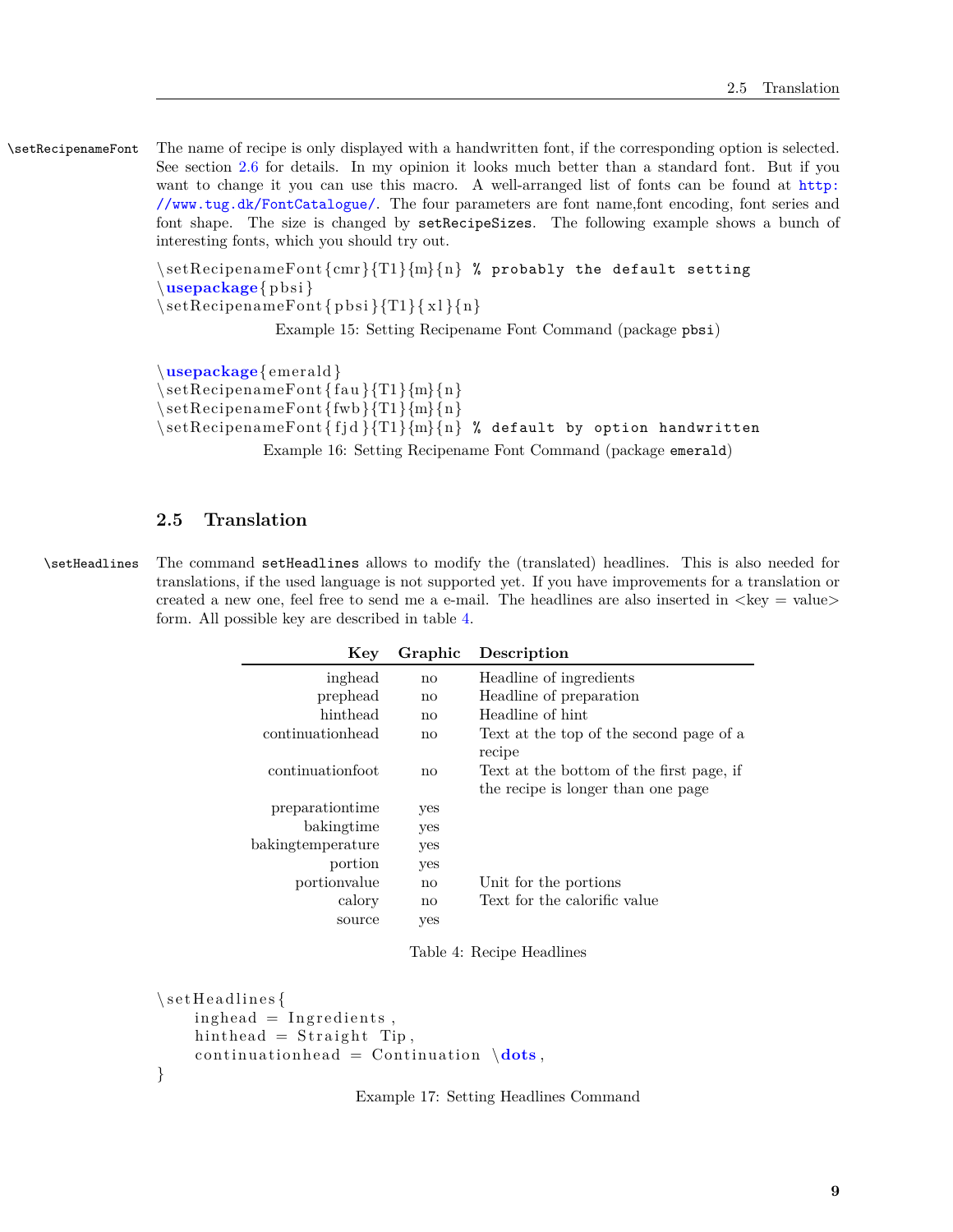`\setRecipenameFont` The name of recipe is only displayed with a handwritten font, if the corresponding option is selected. See section 2.6 for details. In my opinion it looks much better than a standard font. But if you want to change it you can use this macro. A well-arranged list of fonts can be found at http://www.tug.dk/FontCatalogue/. The four parameters are font name,font encoding, font series and font shape. The size is changed by `setRecipeSizes`. The following example shows a bunch of interesting fonts, which you should try out.

```
\setRecipenameFont{cmr}{T1}{m}{n} % probably the default setting
\usepackage{pbsi}
\setRecipenameFont{pbsi}{T1}{xl}{n}
```

Example 15: Setting Recipename Font Command (package `pbsi`)

```
\usepackage{emerald}
\setRecipenameFont{fau}{T1}{m}{n}
\setRecipenameFont{fwb}{T1}{m}{n}
\setRecipenameFont{fjd}{T1}{m}{n} % default by option handwritten
```

Example 16: Setting Recipename Font Command (package `emerald`)

## 2.5 Translation

`\setHeadlines` The command `setHeadlines` allows to modify the (translated) headlines. This is also needed for translations, if the used language is not supported yet. If you have improvements for a translation or created a new one, feel free to send me a e-mail. The headlines are also inserted in <key = value> form. All possible key are described in table 4.

| Key | Graphic | Description |
|---:|:---:|:---|
| inghead | no | Headline of ingredients |
| prephead | no | Headline of preparation |
| hinthead | no | Headline of hint |
| continuationhead | no | Text at the top of the second page of a recipe |
| continuationfoot | no | Text at the bottom of the first page, if the recipe is longer than one page |
| preparationtime | yes | |
| bakingtime | yes | |
| bakingtemperature | yes | |
| portion | yes | |
| portionvalue | no | Unit for the portions |
| calory | no | Text for the calorific value |
| source | yes | |

Table 4: Recipe Headlines

```
\setHeadlines{
    inghead = Ingredients,
    hinthead = Straight Tip,
    continuationhead = Continuation \dots,
}
```

Example 17: Setting Headlines Command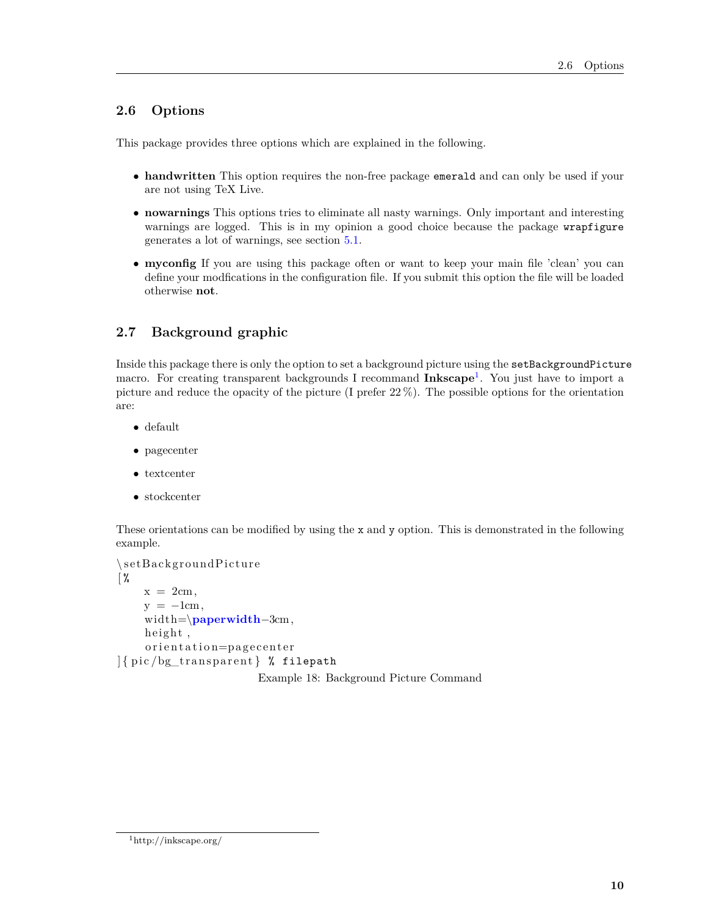## 2.6 Options

This package provides three options which are explained in the following.

- **handwritten** This option requires the non-free package `emerald` and can only be used if your are not using TeX Live.
- **nowarnings** This options tries to eliminate all nasty warnings. Only important and interesting warnings are logged. This is in my opinion a good choice because the package `wrapfigure` generates a lot of warnings, see section 5.1.
- **myconfig** If you are using this package often or want to keep your main file 'clean' you can define your modfications in the configuration file. If you submit this option the file will be loaded otherwise **not**.

## 2.7 Background graphic

Inside this package there is only the option to set a background picture using the `setBackgroundPicture` macro. For creating transparent backgrounds I recommand **Inkscape**[1]. You just have to import a picture and reduce the opacity of the picture (I prefer 22 %). The possible options for the orientation are:

- default
- pagecenter
- textcenter
- stockcenter

These orientations can be modified by using the `x` and `y` option. This is demonstrated in the following example.

```
\setBackgroundPicture
[%
    x = 2cm,
    y = -1cm,
    width=\paperwidth-3cm,
    height ,
    orientation=pagecenter
]{pic/bg_transparent} % filepath
```

Example 18: Background Picture Command

[1] http://inkscape.org/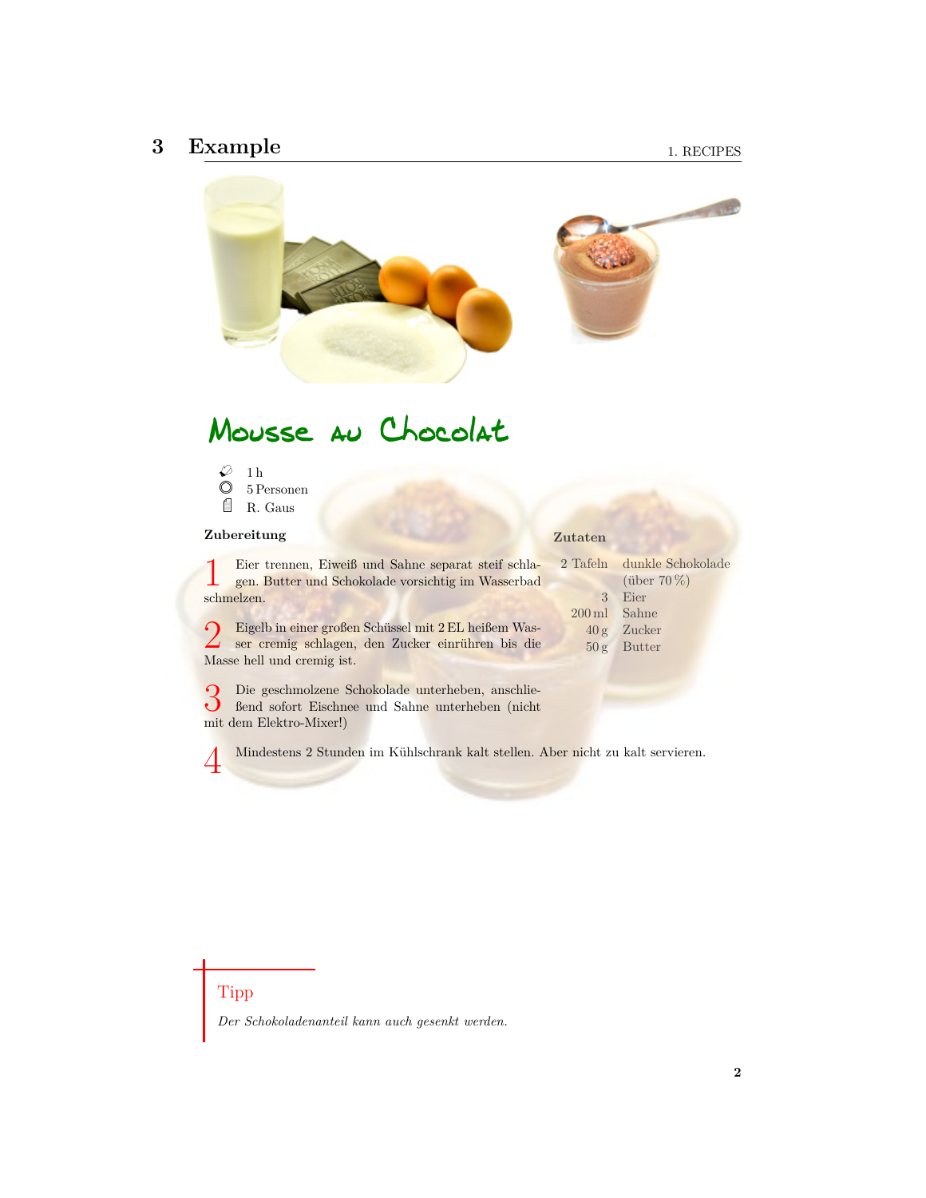## 3 Example

# Mousse au Chocolat

- 1 h
- 5 Personen
- R. Gaus

**Zubereitung**

1. Eier trennen, Eiweiß und Sahne separat steif schlagen. Butter und Schokolade vorsichtig im Wasserbad schmelzen.

2. Eigelb in einer großen Schüssel mit 2 EL heißem Wasser cremig schlagen, den Zucker einrühren bis die Masse hell und cremig ist.

3. Die geschmolzene Schokolade unterheben, anschließend sofort Eischnee und Sahne unterheben (nicht mit dem Elektro-Mixer!)

4. Mindestens 2 Stunden im Kühlschrank kalt stellen. Aber nicht zu kalt servieren.

**Zutaten**

| | |
|---|---|
| 2 Tafeln | dunkle Schokolade (über 70 %) |
| 3 | Eier |
| 200 ml | Sahne |
| 40 g | Zucker |
| 50 g | Butter |

**Tipp**

*Der Schokoladenanteil kann auch gesenkt werden.*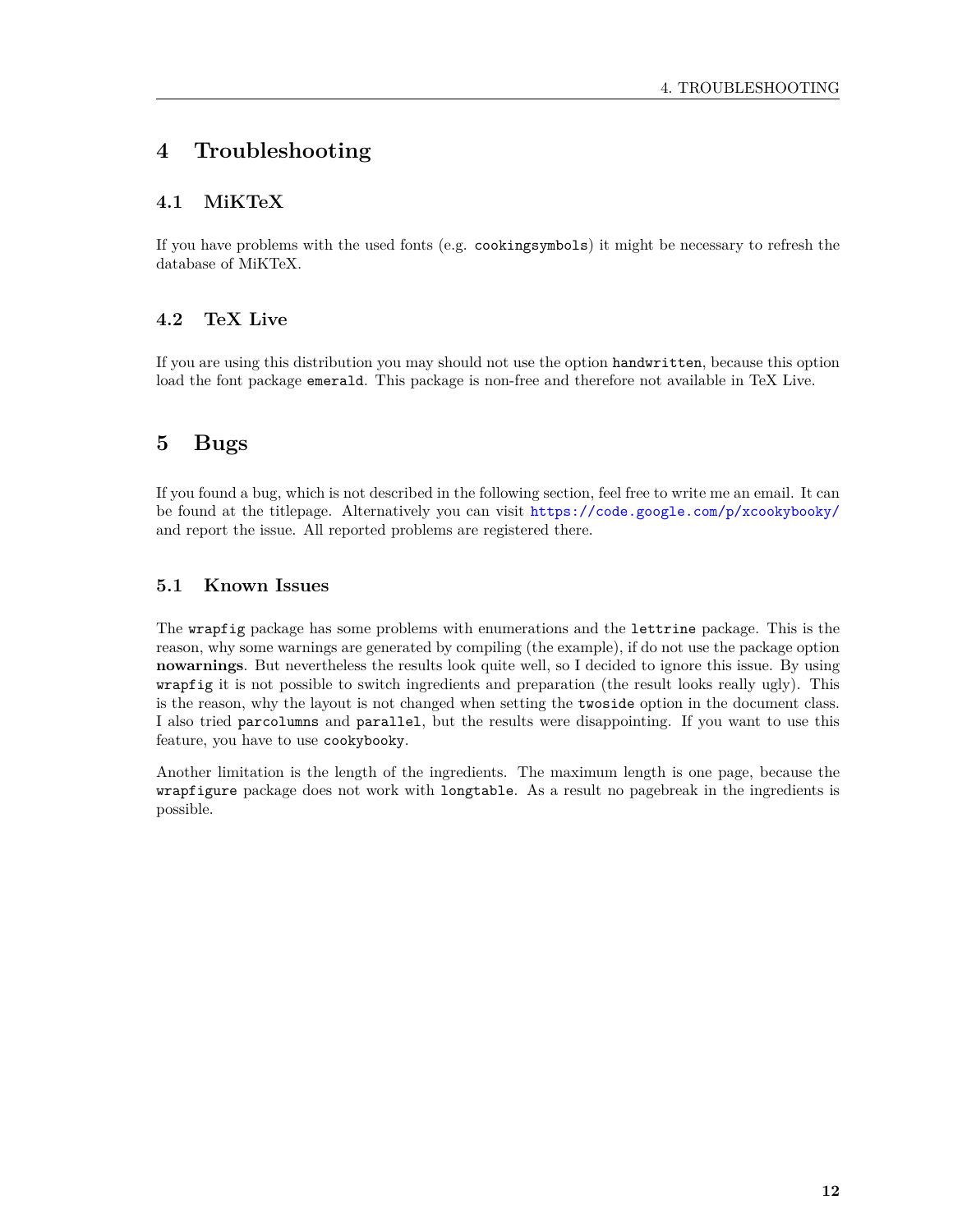# 4 Troubleshooting

## 4.1 MiKTeX

If you have problems with the used fonts (e.g. `cookingsymbols`) it might be necessary to refresh the database of MiKTeX.

## 4.2 TeX Live

If you are using this distribution you may should not use the option `handwritten`, because this option load the font package `emerald`. This package is non-free and therefore not available in TeX Live.

# 5 Bugs

If you found a bug, which is not described in the following section, feel free to write me an email. It can be found at the titlepage. Alternatively you can visit https://code.google.com/p/xcookybooky/ and report the issue. All reported problems are registered there.

## 5.1 Known Issues

The `wrapfig` package has some problems with enumerations and the `lettrine` package. This is the reason, why some warnings are generated by compiling (the example), if do not use the package option **nowarnings**. But nevertheless the results look quite well, so I decided to ignore this issue. By using `wrapfig` it is not possible to switch ingredients and preparation (the result looks really ugly). This is the reason, why the layout is not changed when setting the `twoside` option in the document class. I also tried `parcolumns` and `parallel`, but the results were disappointing. If you want to use this feature, you have to use `cookybooky`.

Another limitation is the length of the ingredients. The maximum length is one page, because the `wrapfigure` package does not work with `longtable`. As a result no pagebreak in the ingredients is possible.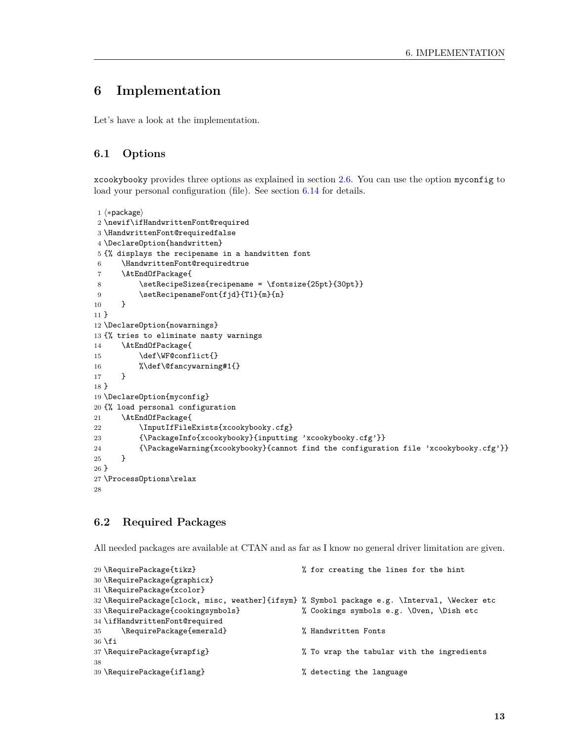# 6 Implementation

Let's have a look at the implementation.

## 6.1 Options

xcookybooky provides three options as explained in section 2.6. You can use the option myconfig to load your personal configuration (file). See section 6.14 for details.

```
1 ⟨*package⟩
2 \newif\ifHandwrittenFont@required
3 \HandwrittenFont@requiredfalse
4 \DeclareOption{handwritten}
5 {% displays the recipename in a handwitten font
6     \HandwrittenFont@requiredtrue
7     \AtEndOfPackage{
8         \setRecipeSizes{recipename = \fontsize{25pt}{30pt}}
9         \setRecipenameFont{fjd}{T1}{m}{n}
10    }
11 }
12 \DeclareOption{nowarnings}
13 {% tries to eliminate nasty warnings
14     \AtEndOfPackage{
15         \def\WF@conflict{}
16         %\def\@fancywarning#1{}
17     }
18 }
19 \DeclareOption{myconfig}
20 {% load personal configuration
21     \AtEndOfPackage{
22         \InputIfFileExists{xcookybooky.cfg}
23         {\PackageInfo{xcookybooky}{inputting 'xcookybooky.cfg'}}
24         {\PackageWarning{xcookybooky}{cannot find the configuration file 'xcookybooky.cfg'}}
25     }
26 }
27 \ProcessOptions\relax
28
```

## 6.2 Required Packages

All needed packages are available at CTAN and as far as I know no general driver limitation are given.

```
29 \RequirePackage{tikz}                          % for creating the lines for the hint
30 \RequirePackage{graphicx}
31 \RequirePackage{xcolor}
32 \RequirePackage[clock, misc, weather]{ifsym}  % Symbol package e.g. \Interval, \Wecker etc
33 \RequirePackage{cookingsymbols}               % Cookings symbols e.g. \Oven, \Dish etc
34 \ifHandwrittenFont@required
35     \RequirePackage{emerald}                  % Handwritten Fonts
36 \fi
37 \RequirePackage{wrapfig}                      % To wrap the tabular with the ingredients
38
39 \RequirePackage{iflang}                       % detecting the language
```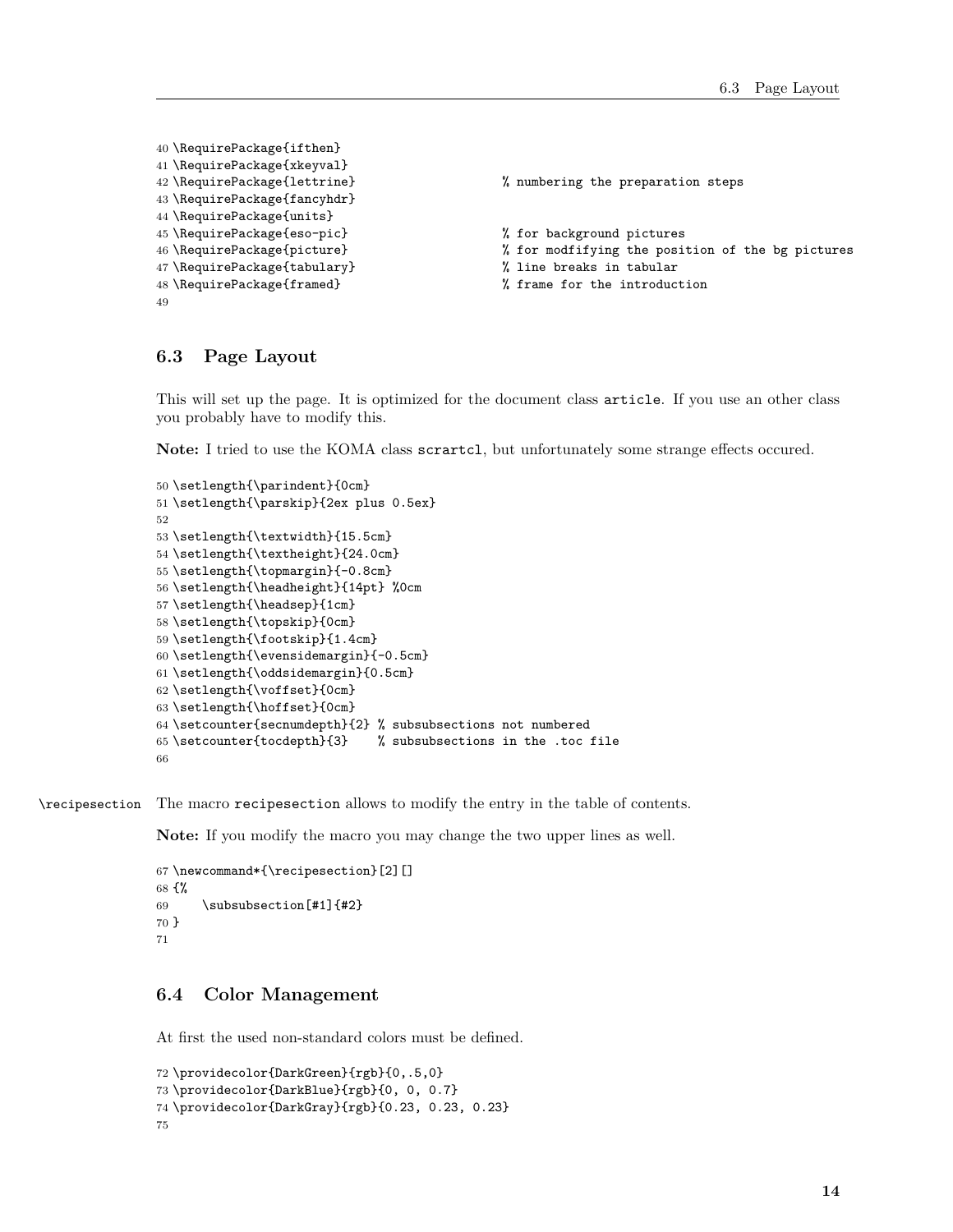```
40 \RequirePackage{ifthen}
41 \RequirePackage{xkeyval}
42 \RequirePackage{lettrine}                   % numbering the preparation steps
43 \RequirePackage{fancyhdr}
44 \RequirePackage{units}
45 \RequirePackage{eso-pic}                    % for background pictures
46 \RequirePackage{picture}                    % for modfifying the position of the bg pictures
47 \RequirePackage{tabulary}                   % line breaks in tabular
48 \RequirePackage{framed}                     % frame for the introduction
49
```

## 6.3 Page Layout

This will set up the page. It is optimized for the document class article. If you use an other class you probably have to modify this.

**Note:** I tried to use the KOMA class scrartcl, but unfortunately some strange effects occured.

```
50 \setlength{\parindent}{0cm}
51 \setlength{\parskip}{2ex plus 0.5ex}
52
53 \setlength{\textwidth}{15.5cm}
54 \setlength{\textheight}{24.0cm}
55 \setlength{\topmargin}{-0.8cm}
56 \setlength{\headheight}{14pt} %0cm
57 \setlength{\headsep}{1cm}
58 \setlength{\topskip}{0cm}
59 \setlength{\footskip}{1.4cm}
60 \setlength{\evensidemargin}{-0.5cm}
61 \setlength{\oddsidemargin}{0.5cm}
62 \setlength{\voffset}{0cm}
63 \setlength{\hoffset}{0cm}
64 \setcounter{secnumdepth}{2} % subsubsections not numbered
65 \setcounter{tocdepth}{3}    % subsubsections in the .toc file
66
```

\recipesection The macro recipesection allows to modify the entry in the table of contents.

**Note:** If you modify the macro you may change the two upper lines as well.

```
67 \newcommand*{\recipesection}[2][]
68 {%
69     \subsubsection[#1]{#2}
70 }
71
```

## 6.4 Color Management

At first the used non-standard colors must be defined.

```
72 \providecolor{DarkGreen}{rgb}{0,.5,0}
73 \providecolor{DarkBlue}{rgb}{0, 0, 0.7}
74 \providecolor{DarkGray}{rgb}{0.23, 0.23, 0.23}
75
```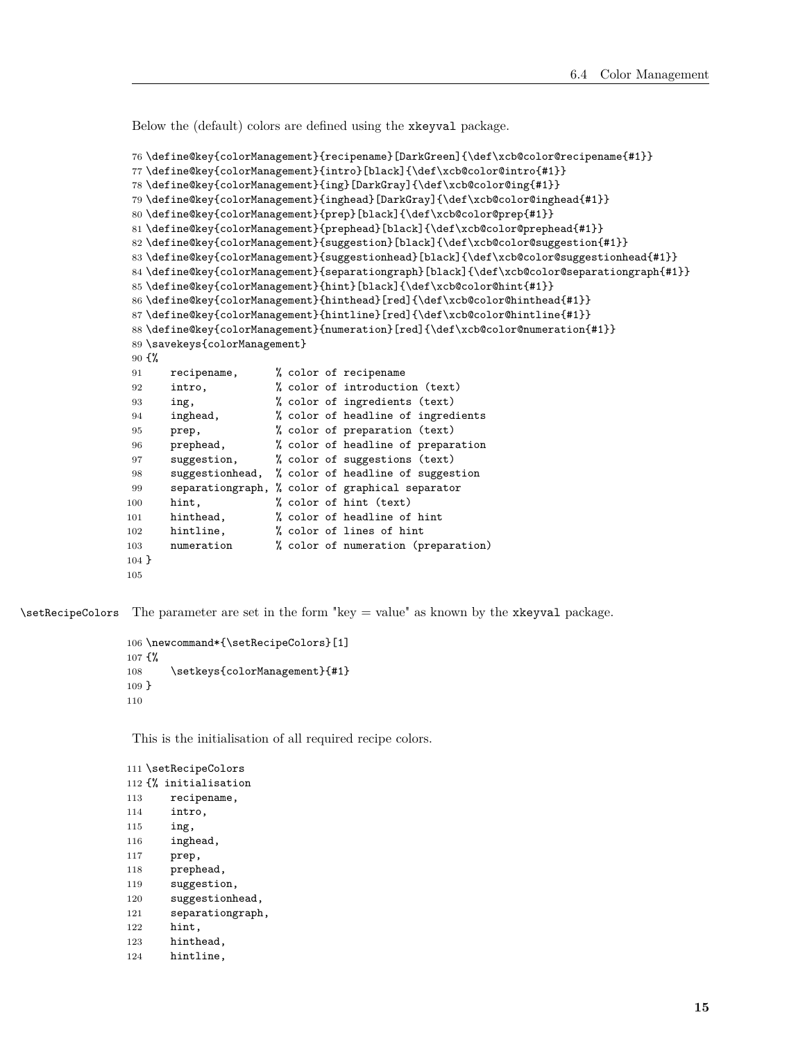Below the (default) colors are defined using the xkeyval package.

```
76 \define@key{colorManagement}{recipename}[DarkGreen]{\def\xcb@color@recipename{#1}}
77 \define@key{colorManagement}{intro}[black]{\def\xcb@color@intro{#1}}
78 \define@key{colorManagement}{ing}[DarkGray]{\def\xcb@color@ing{#1}}
79 \define@key{colorManagement}{inghead}[DarkGray]{\def\xcb@color@inghead{#1}}
80 \define@key{colorManagement}{prep}[black]{\def\xcb@color@prep{#1}}
81 \define@key{colorManagement}{prephead}[black]{\def\xcb@color@prephead{#1}}
82 \define@key{colorManagement}{suggestion}[black]{\def\xcb@color@suggestion{#1}}
83 \define@key{colorManagement}{suggestionhead}[black]{\def\xcb@color@suggestionhead{#1}}
84 \define@key{colorManagement}{separationgraph}[black]{\def\xcb@color@separationgraph{#1}}
85 \define@key{colorManagement}{hint}[black]{\def\xcb@color@hint{#1}}
86 \define@key{colorManagement}{hinthead}[red]{\def\xcb@color@hinthead{#1}}
87 \define@key{colorManagement}{hintline}[red]{\def\xcb@color@hintline{#1}}
88 \define@key{colorManagement}{numeration}[red]{\def\xcb@color@numeration{#1}}
89 \savekeys{colorManagement}
90 {%
91     recipename,      % color of recipename
92     intro,           % color of introduction (text)
93     ing,             % color of ingredients (text)
94     inghead,         % color of headline of ingredients
95     prep,            % color of preparation (text)
96     prephead,        % color of headline of preparation
97     suggestion,      % color of suggestions (text)
98     suggestionhead,  % color of headline of suggestion
99     separationgraph, % color of graphical separator
100    hint,            % color of hint (text)
101    hinthead,        % color of headline of hint
102    hintline,        % color of lines of hint
103    numeration       % color of numeration (preparation)
104 }
105
```

\setRecipeColors The parameter are set in the form "key = value" as known by the xkeyval package.

```
106 \newcommand*{\setRecipeColors}[1]
107 {%
108     \setkeys{colorManagement}{#1}
109 }
110
```

This is the initialisation of all required recipe colors.

```
111 \setRecipeColors
112 {% initialisation
113     recipename,
114     intro,
115     ing,
116     inghead,
117     prep,
118     prephead,
119     suggestion,
120     suggestionhead,
121     separationgraph,
122     hint,
123     hinthead,
124     hintline,
```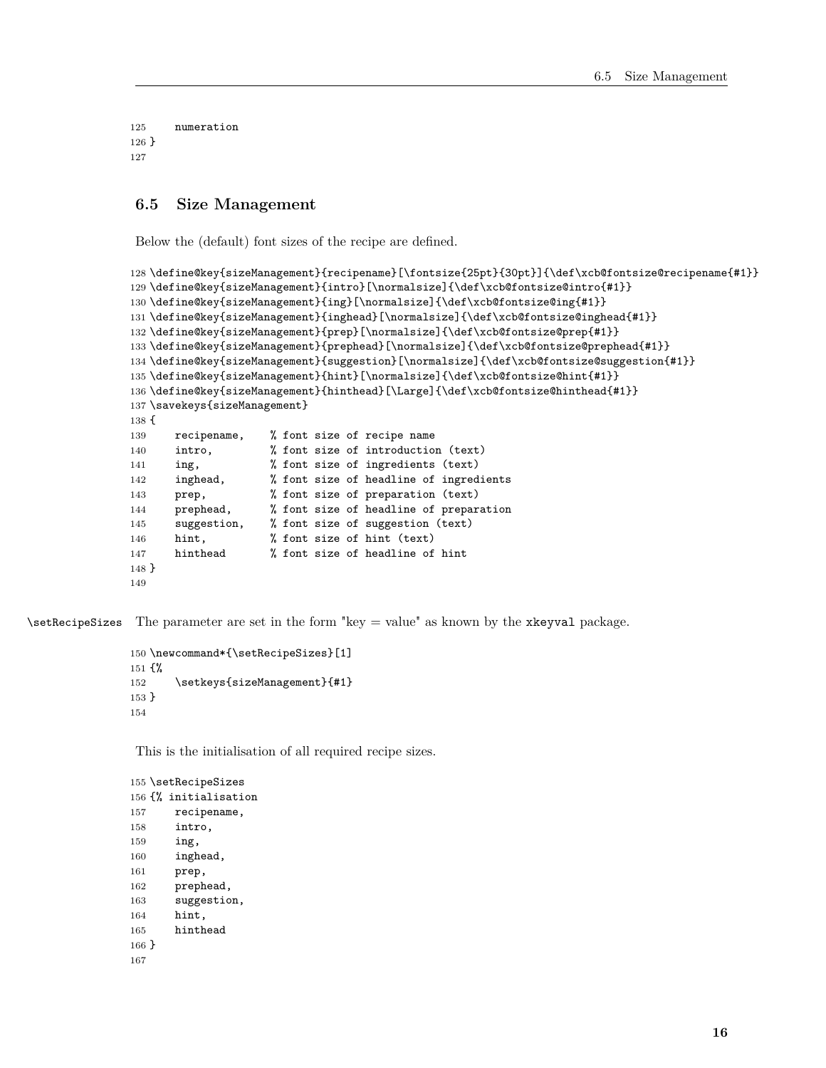```
125     numeration
126 }
127
```

## 6.5 Size Management

Below the (default) font sizes of the recipe are defined.

```
128 \define@key{sizeManagement}{recipename}[\fontsize{25pt}{30pt}]{\def\xcb@fontsize@recipename{#1}}
129 \define@key{sizeManagement}{intro}[\normalsize]{\def\xcb@fontsize@intro{#1}}
130 \define@key{sizeManagement}{ing}[\normalsize]{\def\xcb@fontsize@ing{#1}}
131 \define@key{sizeManagement}{inghead}[\normalsize]{\def\xcb@fontsize@inghead{#1}}
132 \define@key{sizeManagement}{prep}[\normalsize]{\def\xcb@fontsize@prep{#1}}
133 \define@key{sizeManagement}{prephead}[\normalsize]{\def\xcb@fontsize@prephead{#1}}
134 \define@key{sizeManagement}{suggestion}[\normalsize]{\def\xcb@fontsize@suggestion{#1}}
135 \define@key{sizeManagement}{hint}[\normalsize]{\def\xcb@fontsize@hint{#1}}
136 \define@key{sizeManagement}{hinthead}[\Large]{\def\xcb@fontsize@hinthead{#1}}
137 \savekeys{sizeManagement}
138 {
139     recipename,    % font size of recipe name
140     intro,         % font size of introduction (text)
141     ing,           % font size of ingredients (text)
142     inghead,       % font size of headline of ingredients
143     prep,          % font size of preparation (text)
144     prephead,      % font size of headline of preparation
145     suggestion,    % font size of suggestion (text)
146     hint,          % font size of hint (text)
147     hinthead       % font size of headline of hint
148 }
149
```

\setRecipeSizes The parameter are set in the form "key = value" as known by the xkeyval package.

```
150 \newcommand*{\setRecipeSizes}[1]
151 {%
152     \setkeys{sizeManagement}{#1}
153 }
154
```

This is the initialisation of all required recipe sizes.

```
155 \setRecipeSizes
156 {% initialisation
157     recipename,
158     intro,
159     ing,
160     inghead,
161     prep,
162     prephead,
163     suggestion,
164     hint,
165     hinthead
166 }
167
```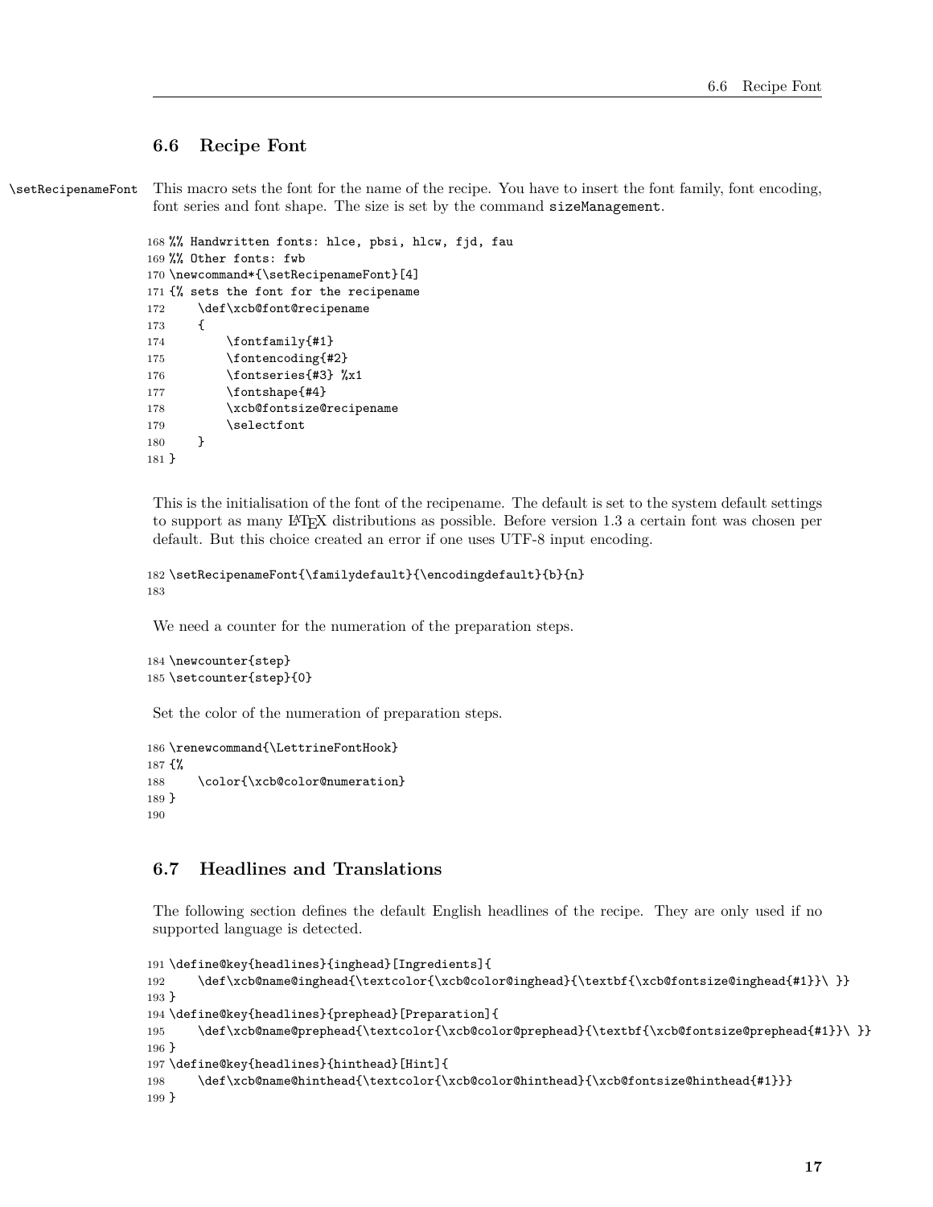## 6.6 Recipe Font

\setRecipenameFont This macro sets the font for the name of the recipe. You have to insert the font family, font encoding, font series and font shape. The size is set by the command sizeManagement.

```
168 %% Handwritten fonts: hlce, pbsi, hlcw, fjd, fau
169 %% Other fonts: fwb
170 \newcommand*{\setRecipenameFont}[4]
171 {% sets the font for the recipename
172     \def\xcb@font@recipename
173     {
174         \fontfamily{#1}
175         \fontencoding{#2}
176         \fontseries{#3} %x1
177         \fontshape{#4}
178         \xcb@fontsize@recipename
179         \selectfont
180     }
181 }
```

This is the initialisation of the font of the recipename. The default is set to the system default settings to support as many LaTeX distributions as possible. Before version 1.3 a certain font was chosen per default. But this choice created an error if one uses UTF-8 input encoding.

```
182 \setRecipenameFont{\familydefault}{\encodingdefault}{b}{n}
183
```

We need a counter for the numeration of the preparation steps.

```
184 \newcounter{step}
185 \setcounter{step}{0}
```

Set the color of the numeration of preparation steps.

```
186 \renewcommand{\LettrineFontHook}
187 {%
188     \color{\xcb@color@numeration}
189 }
190
```

## 6.7 Headlines and Translations

The following section defines the default English headlines of the recipe. They are only used if no supported language is detected.

```
191 \define@key{headlines}{inghead}[Ingredients]{
192     \def\xcb@name@inghead{\textcolor{\xcb@color@inghead}{\textbf{\xcb@fontsize@inghead{#1}}\ }}
193 }
194 \define@key{headlines}{prephead}[Preparation]{
195     \def\xcb@name@prephead{\textcolor{\xcb@color@prephead}{\textbf{\xcb@fontsize@prephead{#1}}\ }}
196 }
197 \define@key{headlines}{hinthead}[Hint]{
198     \def\xcb@name@hinthead{\textcolor{\xcb@color@hinthead}{\xcb@fontsize@hinthead{#1}}}
199 }
```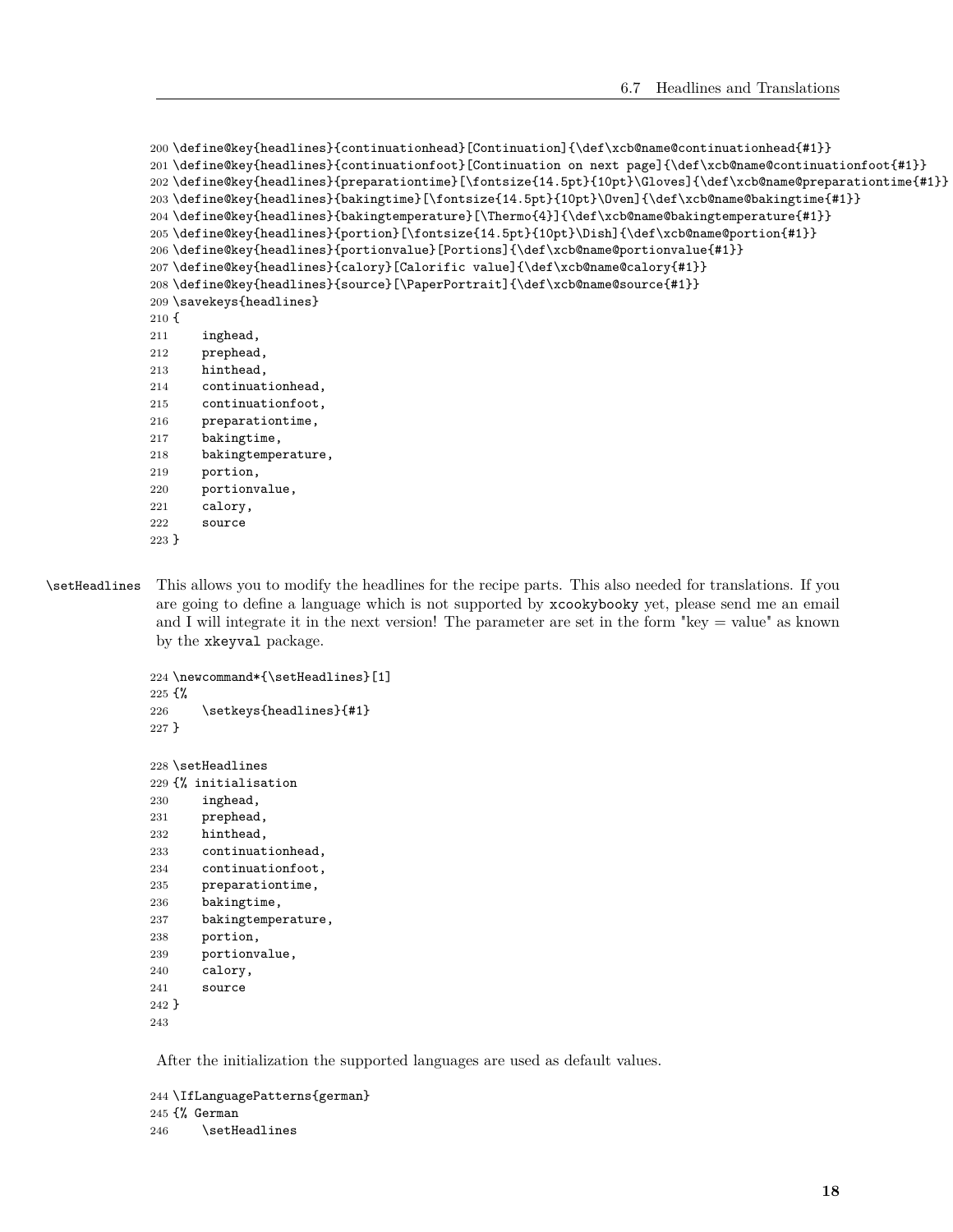```
200 \define@key{headlines}{continuationhead}[Continuation]{\def\xcb@name@continuationhead{#1}}
201 \define@key{headlines}{continuationfoot}[Continuation on next page]{\def\xcb@name@continuationfoot{#1}}
202 \define@key{headlines}{preparationtime}[\fontsize{14.5pt}{10pt}\Gloves]{\def\xcb@name@preparationtime{#1}}
203 \define@key{headlines}{bakingtime}[\fontsize{14.5pt}{10pt}\Oven]{\def\xcb@name@bakingtime{#1}}
204 \define@key{headlines}{bakingtemperature}[\Thermo{4}]{\def\xcb@name@bakingtemperature{#1}}
205 \define@key{headlines}{portion}[\fontsize{14.5pt}{10pt}\Dish]{\def\xcb@name@portion{#1}}
206 \define@key{headlines}{portionvalue}[Portions]{\def\xcb@name@portionvalue{#1}}
207 \define@key{headlines}{calory}[Calorific value]{\def\xcb@name@calory{#1}}
208 \define@key{headlines}{source}[\PaperPortrait]{\def\xcb@name@source{#1}}
209 \savekeys{headlines}
210 {
211     inghead,
212     prephead,
213     hinthead,
214     continuationhead,
215     continuationfoot,
216     preparationtime,
217     bakingtime,
218     bakingtemperature,
219     portion,
220     portionvalue,
221     calory,
222     source
223 }
```

\setHeadlines This allows you to modify the headlines for the recipe parts. This also needed for translations. If you are going to define a language which is not supported by xcookybooky yet, please send me an email and I will integrate it in the next version! The parameter are set in the form "key = value" as known by the xkeyval package.

```
224 \newcommand*{\setHeadlines}[1]
225 {%
226     \setkeys{headlines}{#1}
227 }

228 \setHeadlines
229 {% initialisation
230     inghead,
231     prephead,
232     hinthead,
233     continuationhead,
234     continuationfoot,
235     preparationtime,
236     bakingtime,
237     bakingtemperature,
238     portion,
239     portionvalue,
240     calory,
241     source
242 }
243
```

After the initialization the supported languages are used as default values.

```
244 \IfLanguagePatterns{german}
245 {% German
246     \setHeadlines
```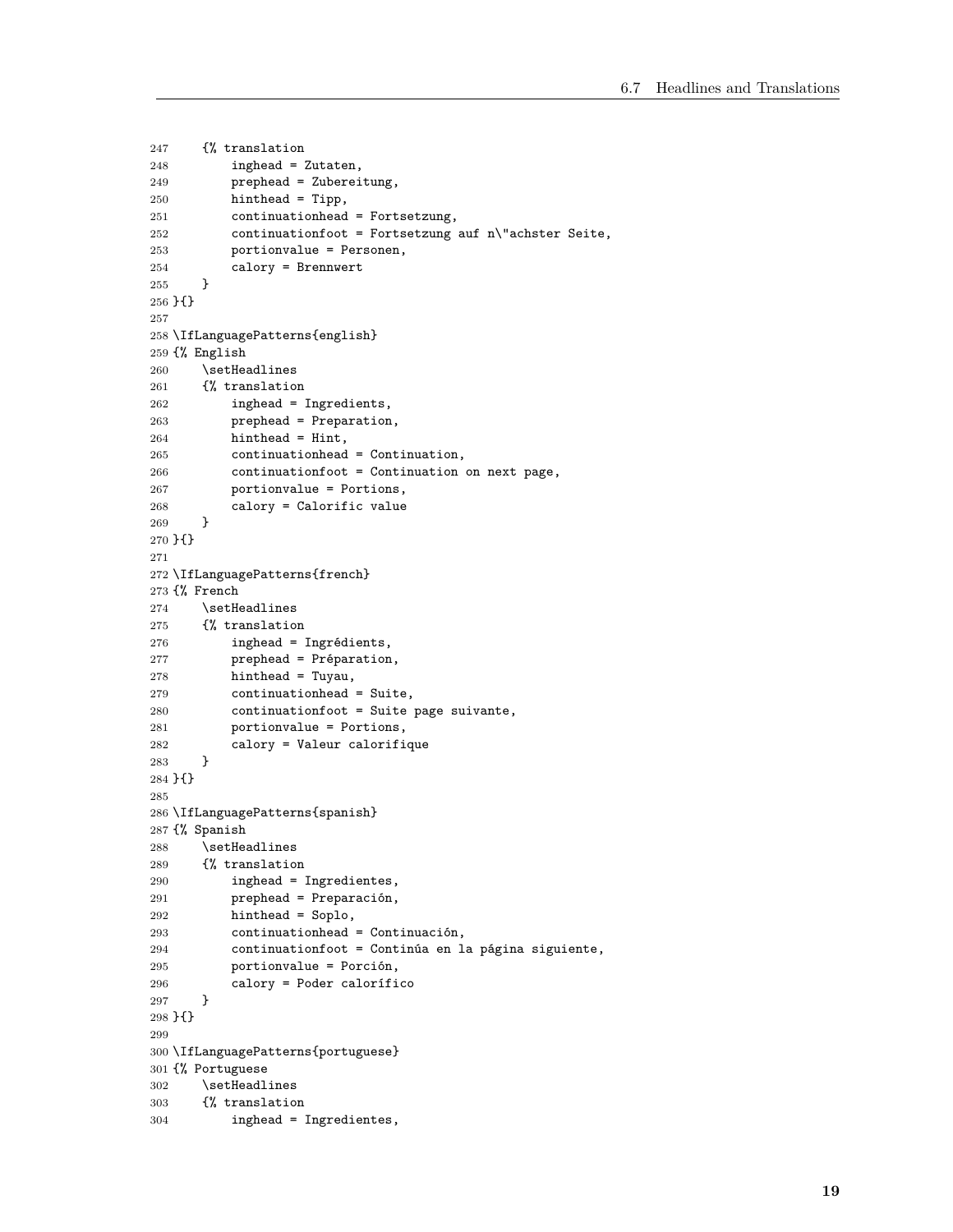```
247     {% translation
248         inghead = Zutaten,
249         prephead = Zubereitung,
250         hinthead = Tipp,
251         continuationhead = Fortsetzung,
252         continuationfoot = Fortsetzung auf n\"achster Seite,
253         portionvalue = Personen,
254         calory = Brennwert
255     }
256 }{}
257
258 \IfLanguagePatterns{english}
259 {% English
260     \setHeadlines
261     {% translation
262         inghead = Ingredients,
263         prephead = Preparation,
264         hinthead = Hint,
265         continuationhead = Continuation,
266         continuationfoot = Continuation on next page,
267         portionvalue = Portions,
268         calory = Calorific value
269     }
270 }{}
271
272 \IfLanguagePatterns{french}
273 {% French
274     \setHeadlines
275     {% translation
276         inghead = Ingrédients,
277         prephead = Préparation,
278         hinthead = Tuyau,
279         continuationhead = Suite,
280         continuationfoot = Suite page suivante,
281         portionvalue = Portions,
282         calory = Valeur calorifique
283     }
284 }{}
285
286 \IfLanguagePatterns{spanish}
287 {% Spanish
288     \setHeadlines
289     {% translation
290         inghead = Ingredientes,
291         prephead = Preparación,
292         hinthead = Soplo,
293         continuationhead = Continuación,
294         continuationfoot = Continúa en la página siguiente,
295         portionvalue = Porción,
296         calory = Poder calorífico
297     }
298 }{}
299
300 \IfLanguagePatterns{portuguese}
301 {% Portuguese
302     \setHeadlines
303     {% translation
304         inghead = Ingredientes,
```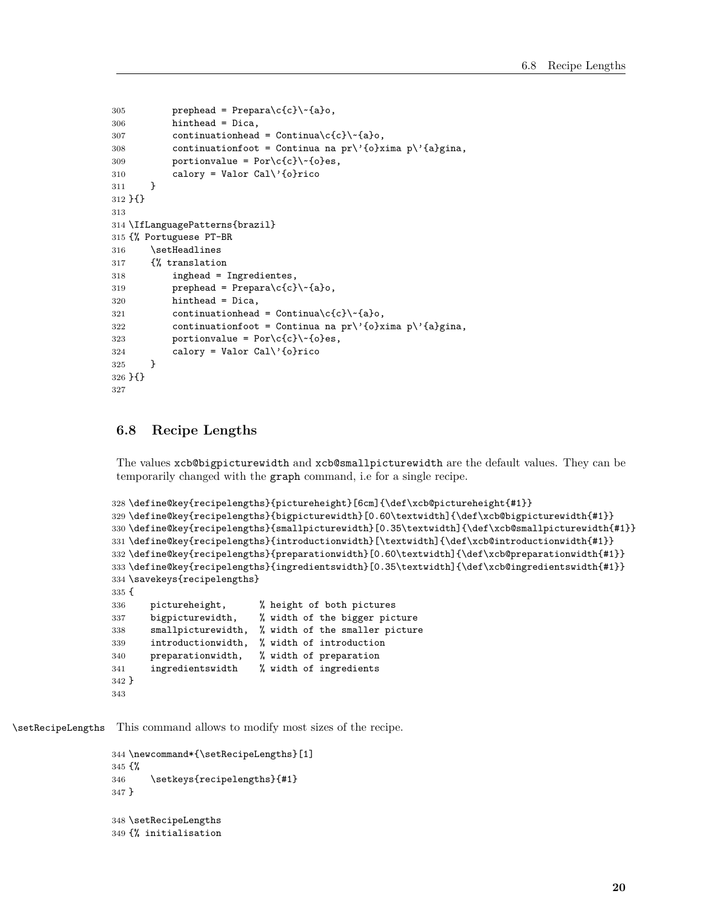```
305         prephead = Prepara\c{c}\~{a}o,
306         hinthead = Dica,
307         continuationhead = Continua\c{c}\~{a}o,
308         continuationfoot = Continua na pr\'{o}xima p\'{a}gina,
309         portionvalue = Por\c{c}\~{o}es,
310         calory = Valor Cal\'{o}rico
311     }
312 }{}
313
314 \IfLanguagePatterns{brazil}
315 {% Portuguese PT-BR
316     \setHeadlines
317     {% translation
318         inghead = Ingredientes,
319         prephead = Prepara\c{c}\~{a}o,
320         hinthead = Dica,
321         continuationhead = Continua\c{c}\~{a}o,
322         continuationfoot = Continua na pr\'{o}xima p\'{a}gina,
323         portionvalue = Por\c{c}\~{o}es,
324         calory = Valor Cal\'{o}rico
325     }
326 }{}
327
```

## 6.8 Recipe Lengths

The values `xcb@bigpicturewidth` and `xcb@smallpicturewidth` are the default values. They can be temporarily changed with the `graph` command, i.e for a single recipe.

```
328 \define@key{recipelengths}{pictureheight}[6cm]{\def\xcb@pictureheight{#1}}
329 \define@key{recipelengths}{bigpicturewidth}[0.60\textwidth]{\def\xcb@bigpicturewidth{#1}}
330 \define@key{recipelengths}{smallpicturewidth}[0.35\textwidth]{\def\xcb@smallpicturewidth{#1}}
331 \define@key{recipelengths}{introductionwidth}[\textwidth]{\def\xcb@introductionwidth{#1}}
332 \define@key{recipelengths}{preparationwidth}[0.60\textwidth]{\def\xcb@preparationwidth{#1}}
333 \define@key{recipelengths}{ingredientswidth}[0.35\textwidth]{\def\xcb@ingredientswidth{#1}}
334 \savekeys{recipelengths}
335 {
336     pictureheight,      % height of both pictures
337     bigpicturewidth,    % width of the bigger picture
338     smallpicturewidth,  % width of the smaller picture
339     introductionwidth,  % width of introduction
340     preparationwidth,   % width of preparation
341     ingredientswidth    % width of ingredients
342 }
343
```

`\setRecipeLengths` This command allows to modify most sizes of the recipe.

```
344 \newcommand*{\setRecipeLengths}[1]
345 {%
346     \setkeys{recipelengths}{#1}
347 }
```

```
348 \setRecipeLengths
349 {% initialisation
```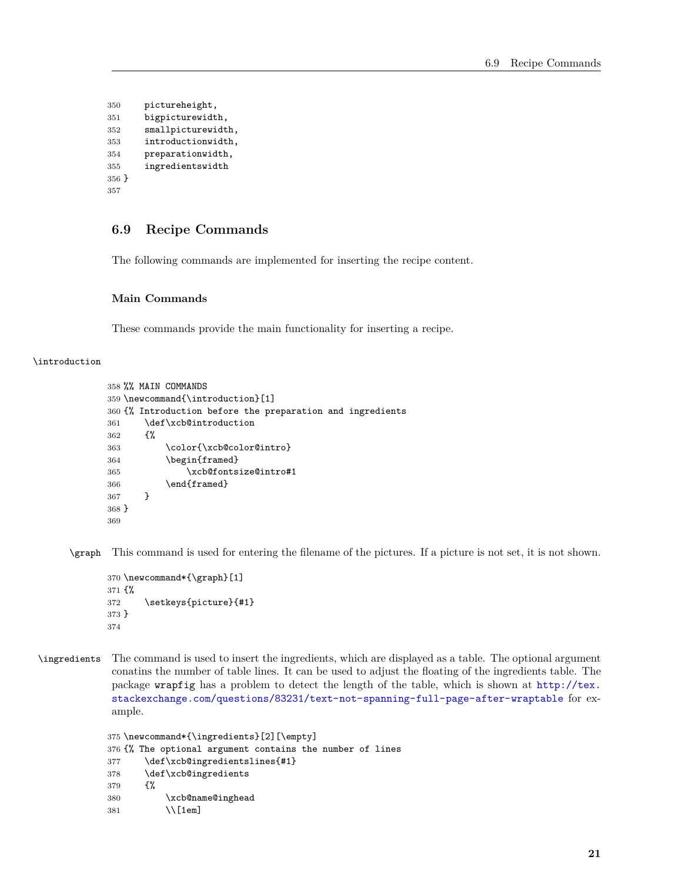```
350     pictureheight,
351     bigpicturewidth,
352     smallpicturewidth,
353     introductionwidth,
354     preparationwidth,
355     ingredientswidth
356 }
357
```

## 6.9 Recipe Commands

The following commands are implemented for inserting the recipe content.

### Main Commands

These commands provide the main functionality for inserting a recipe.

\introduction

```
358 %% MAIN COMMANDS
359 \newcommand{\introduction}[1]
360 {% Introduction before the preparation and ingredients
361     \def\xcb@introduction
362     {%
363         \color{\xcb@color@intro}
364         \begin{framed}
365             \xcb@fontsize@intro#1
366         \end{framed}
367     }
368 }
369
```

\graph This command is used for entering the filename of the pictures. If a picture is not set, it is not shown.

```
370 \newcommand*{\graph}[1]
371 {%
372     \setkeys{picture}{#1}
373 }
374
```

\ingredients The command is used to insert the ingredients, which are displayed as a table. The optional argument conatins the number of table lines. It can be used to adjust the floating of the ingredients table. The package wrapfig has a problem to detect the length of the table, which is shown at http://tex.stackexchange.com/questions/83231/text-not-spanning-full-page-after-wraptable for example.

```
375 \newcommand*{\ingredients}[2][\empty]
376 {% The optional argument contains the number of lines
377     \def\xcb@ingredientslines{#1}
378     \def\xcb@ingredients
379     {%
380         \xcb@name@inghead
381         \\[1em]
```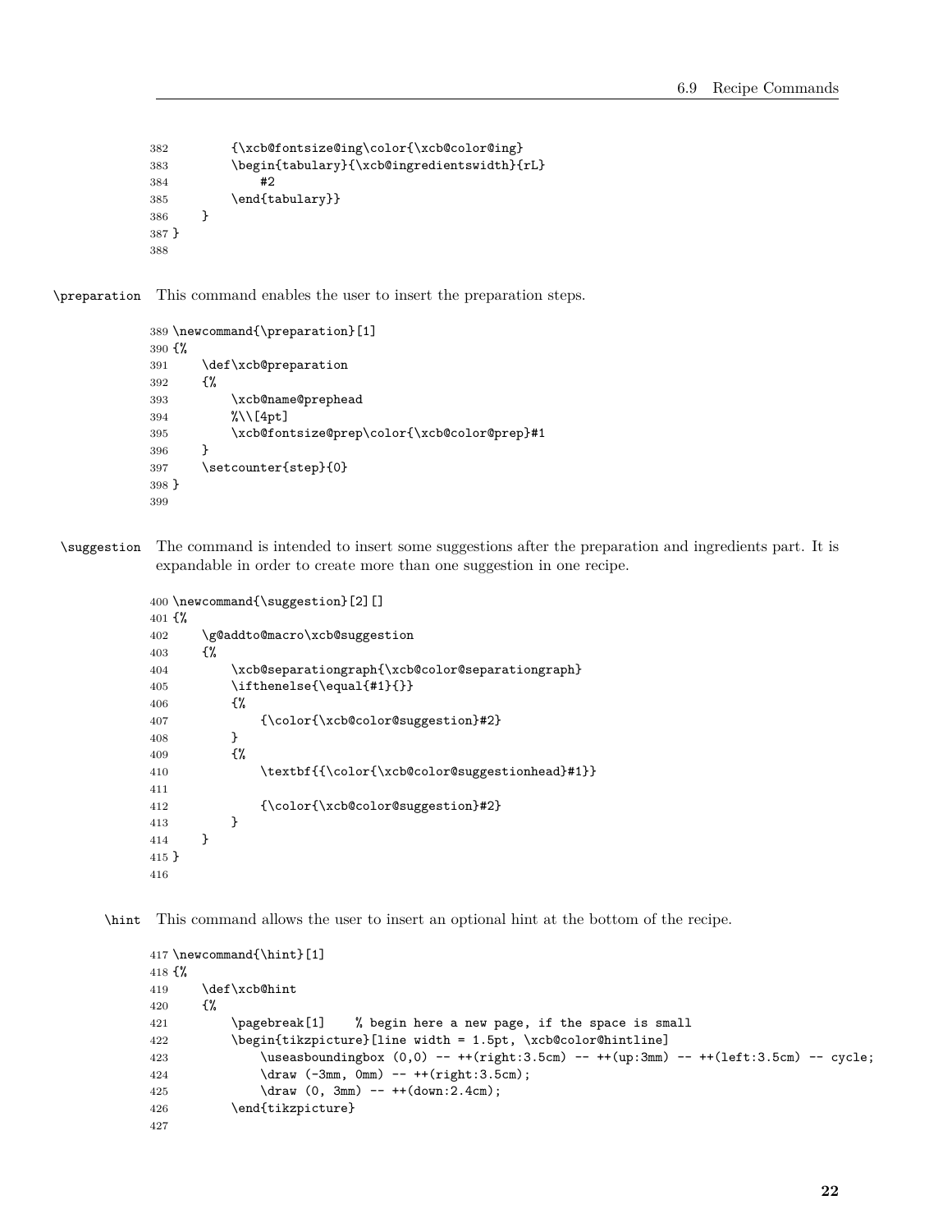```
382         {\xcb@fontsize@ing\color{\xcb@color@ing}
383         \begin{tabulary}{\xcb@ingredientswidth}{rL}
384             #2
385         \end{tabulary}}
386     }
387 }
388
```

\preparation This command enables the user to insert the preparation steps.

```
389 \newcommand{\preparation}[1]
390 {%
391     \def\xcb@preparation
392     {%
393         \xcb@name@prephead
394         %\\[4pt]
395         \xcb@fontsize@prep\color{\xcb@color@prep}#1
396     }
397     \setcounter{step}{0}
398 }
399
```

\suggestion The command is intended to insert some suggestions after the preparation and ingredients part. It is expandable in order to create more than one suggestion in one recipe.

```
400 \newcommand{\suggestion}[2][]
401 {%
402     \g@addto@macro\xcb@suggestion
403     {%
404         \xcb@separationgraph{\xcb@color@separationgraph}
405         \ifthenelse{\equal{#1}{}}
406         {%
407             {\color{\xcb@color@suggestion}#2}
408         }
409         {%
410             \textbf{{\color{\xcb@color@suggestionhead}#1}}
411
412             {\color{\xcb@color@suggestion}#2}
413         }
414     }
415 }
416
```

\hint This command allows the user to insert an optional hint at the bottom of the recipe.

```
417 \newcommand{\hint}[1]
418 {%
419     \def\xcb@hint
420     {%
421         \pagebreak[1]    % begin here a new page, if the space is small
422         \begin{tikzpicture}[line width = 1.5pt, \xcb@color@hintline]
423             \useasboundingbox (0,0) -- ++(right:3.5cm) -- ++(up:3mm) -- ++(left:3.5cm) -- cycle;
424             \draw (-3mm, 0mm) -- ++(right:3.5cm);
425             \draw (0, 3mm) -- ++(down:2.4cm);
426         \end{tikzpicture}
427
```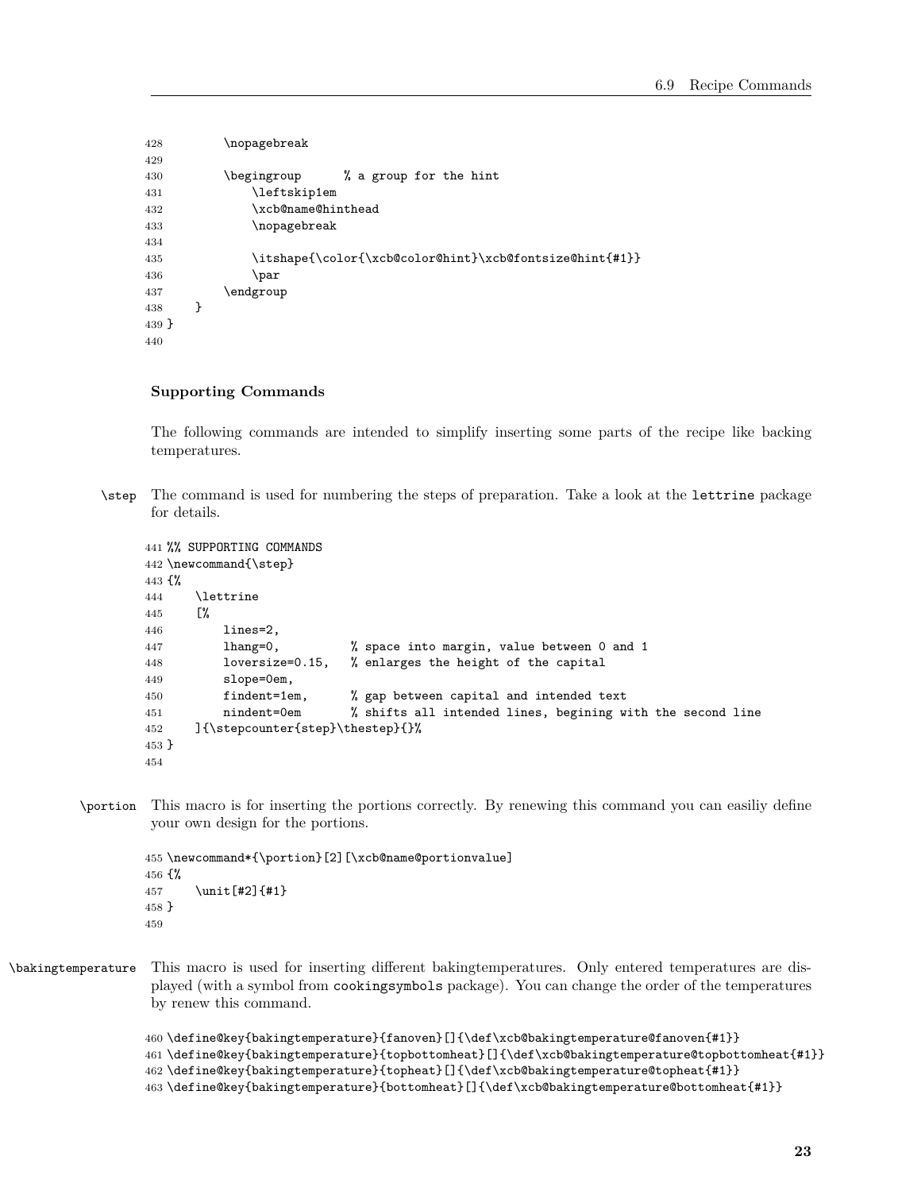```
428         \nopagebreak
429
430         \begingroup      % a group for the hint
431             \leftskip1em
432             \xcb@name@hinthead
433             \nopagebreak
434
435             \itshape{\color{\xcb@color@hint}\xcb@fontsize@hint{#1}}
436             \par
437         \endgroup
438     }
439 }
440
```

### Supporting Commands

The following commands are intended to simplify inserting some parts of the recipe like backing temperatures.

`\step` The command is used for numbering the steps of preparation. Take a look at the `lettrine` package for details.

```
441 %% SUPPORTING COMMANDS
442 \newcommand{\step}
443 {%
444     \lettrine
445     [%
446         lines=2,
447         lhang=0,          % space into margin, value between 0 and 1
448         loversize=0.15,   % enlarges the height of the capital
449         slope=0em,
450         findent=1em,      % gap between capital and intended text
451         nindent=0em       % shifts all intended lines, begining with the second line
452     ]{\stepcounter{step}\thestep}{}%
453 }
454
```

`\portion` This macro is for inserting the portions correctly. By renewing this command you can easiliy define your own design for the portions.

```
455 \newcommand*{\portion}[2][\xcb@name@portionvalue]
456 {%
457     \unit[#2]{#1}
458 }
459
```

`\bakingtemperature` This macro is used for inserting different bakingtemperatures. Only entered temperatures are displayed (with a symbol from `cookingsymbols` package). You can change the order of the temperatures by renew this command.

```
460 \define@key{bakingtemperature}{fanoven}[]{\def\xcb@bakingtemperature@fanoven{#1}}
461 \define@key{bakingtemperature}{topbottomheat}[]{\def\xcb@bakingtemperature@topbottomheat{#1}}
462 \define@key{bakingtemperature}{topheat}[]{\def\xcb@bakingtemperature@topheat{#1}}
463 \define@key{bakingtemperature}{bottomheat}[]{\def\xcb@bakingtemperature@bottomheat{#1}}
```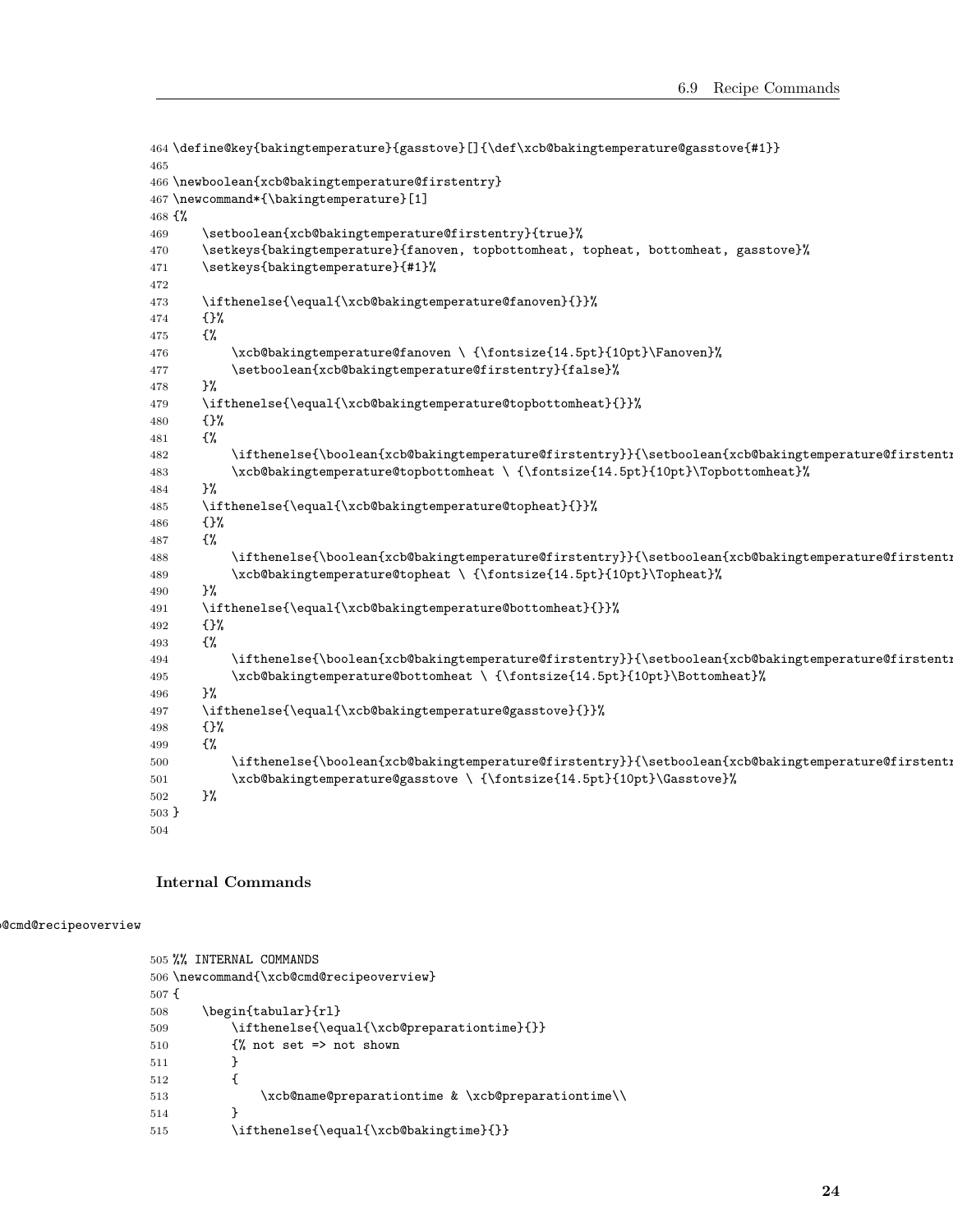```
464 \define@key{bakingtemperature}{gasstove}[]{\def\xcb@bakingtemperature@gasstove{#1}}
465
466 \newboolean{xcb@bakingtemperature@firstentry}
467 \newcommand*{\bakingtemperature}[1]
468 {%
469     \setboolean{xcb@bakingtemperature@firstentry}{true}%
470     \setkeys{bakingtemperature}{fanoven, topbottomheat, topheat, bottomheat, gasstove}%
471     \setkeys{bakingtemperature}{#1}%
472
473     \ifthenelse{\equal{\xcb@bakingtemperature@fanoven}{}}%
474     {}%
475     {%
476         \xcb@bakingtemperature@fanoven \ {\fontsize{14.5pt}{10pt}\Fanoven}%
477         \setboolean{xcb@bakingtemperature@firstentry}{false}%
478     }%
479     \ifthenelse{\equal{\xcb@bakingtemperature@topbottomheat}{}}%
480     {}%
481     {%
482         \ifthenelse{\boolean{xcb@bakingtemperature@firstentry}}{\setboolean{xcb@bakingtemperature@firstentr
483         \xcb@bakingtemperature@topbottomheat \ {\fontsize{14.5pt}{10pt}\Topbottomheat}%
484     }%
485     \ifthenelse{\equal{\xcb@bakingtemperature@topheat}{}}%
486     {}%
487     {%
488         \ifthenelse{\boolean{xcb@bakingtemperature@firstentry}}{\setboolean{xcb@bakingtemperature@firstentr
489         \xcb@bakingtemperature@topheat \ {\fontsize{14.5pt}{10pt}\Topheat}%
490     }%
491     \ifthenelse{\equal{\xcb@bakingtemperature@bottomheat}{}}%
492     {}%
493     {%
494         \ifthenelse{\boolean{xcb@bakingtemperature@firstentry}}{\setboolean{xcb@bakingtemperature@firstentr
495         \xcb@bakingtemperature@bottomheat \ {\fontsize{14.5pt}{10pt}\Bottomheat}%
496     }%
497     \ifthenelse{\equal{\xcb@bakingtemperature@gasstove}{}}%
498     {}%
499     {%
500         \ifthenelse{\boolean{xcb@bakingtemperature@firstentry}}{\setboolean{xcb@bakingtemperature@firstentr
501         \xcb@bakingtemperature@gasstove \ {\fontsize{14.5pt}{10pt}\Gasstove}%
502     }%
503 }
504
```

### Internal Commands

\xcb@cmd@recipeoverview

```
505 %% INTERNAL COMMANDS
506 \newcommand{\xcb@cmd@recipeoverview}
507 {
508     \begin{tabular}{rl}
509         \ifthenelse{\equal{\xcb@preparationtime}{}}
510         {% not set => not shown
511         }
512         {
513             \xcb@name@preparationtime & \xcb@preparationtime\\
514         }
515         \ifthenelse{\equal{\xcb@bakingtime}{}}
```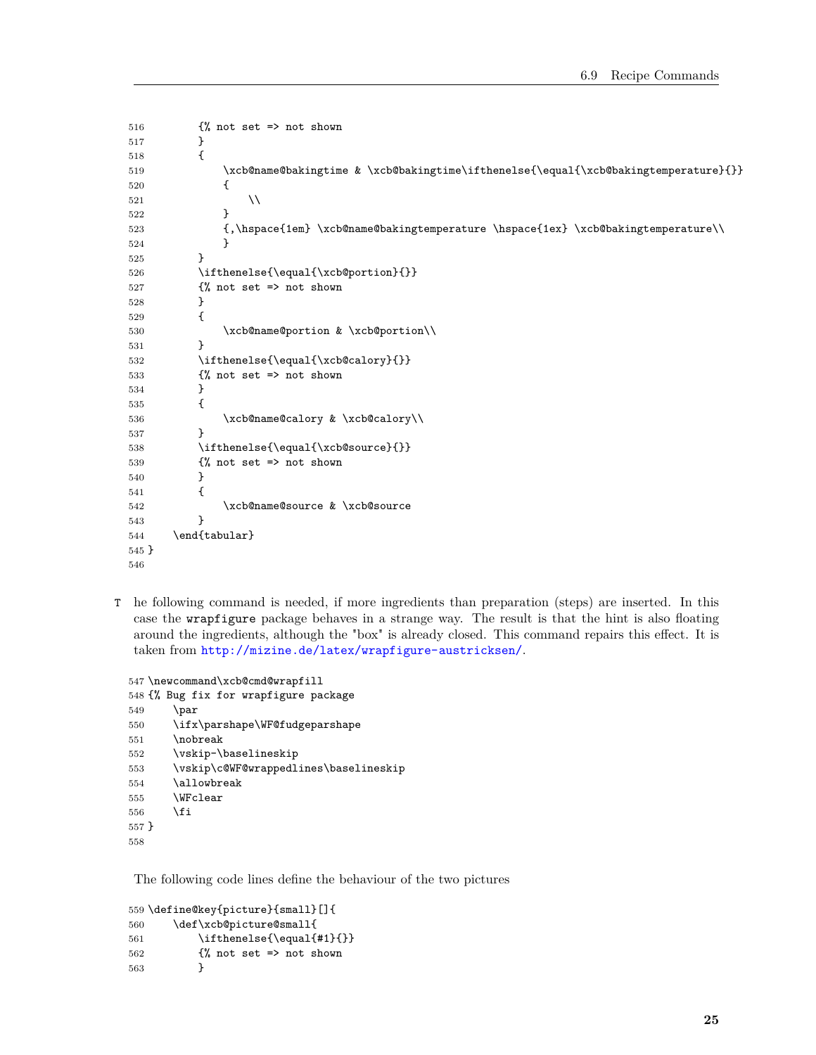```
516         {% not set => not shown
517         }
518         {
519             \xcb@name@bakingtime & \xcb@bakingtime\ifthenelse{\equal{\xcb@bakingtemperature}{}}
520             {
521                 \\
522             }
523             {,\hspace{1em} \xcb@name@bakingtemperature \hspace{1ex} \xcb@bakingtemperature\\
524             }
525         }
526         \ifthenelse{\equal{\xcb@portion}{}}
527         {% not set => not shown
528         }
529         {
530             \xcb@name@portion & \xcb@portion\\
531         }
532         \ifthenelse{\equal{\xcb@calory}{}}
533         {% not set => not shown
534         }
535         {
536             \xcb@name@calory & \xcb@calory\\
537         }
538         \ifthenelse{\equal{\xcb@source}{}}
539         {% not set => not shown
540         }
541         {
542             \xcb@name@source & \xcb@source
543         }
544     \end{tabular}
545 }
546
```

The following command is needed, if more ingredients than preparation (steps) are inserted. In this case the wrapfigure package behaves in a strange way. The result is that the hint is also floating around the ingredients, although the "box" is already closed. This command repairs this effect. It is taken from http://mizine.de/latex/wrapfigure-austricksen/.

```
547 \newcommand\xcb@cmd@wrapfill
548 {% Bug fix for wrapfigure package
549     \par
550     \ifx\parshape\WF@fudgeparshape
551     \nobreak
552     \vskip-\baselineskip
553     \vskip\c@WF@wrappedlines\baselineskip
554     \allowbreak
555     \WFclear
556     \fi
557 }
558
```

The following code lines define the behaviour of the two pictures

```
559 \define@key{picture}{small}[]{
560     \def\xcb@picture@small{
561         \ifthenelse{\equal{#1}{}}
562         {% not set => not shown
563         }
```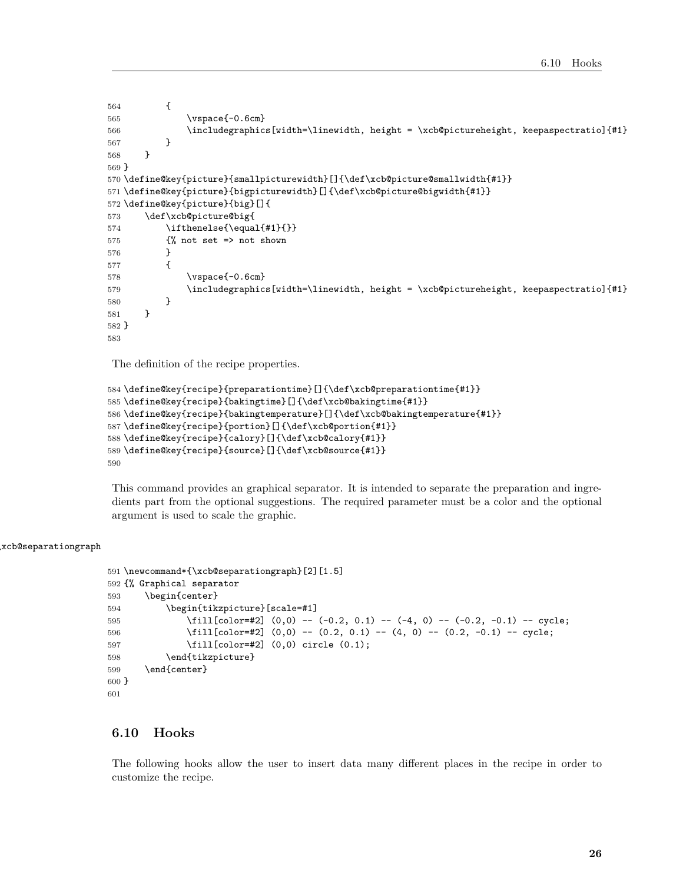```
564         {
565             \vspace{-0.6cm}
566             \includegraphics[width=\linewidth, height = \xcb@pictureheight, keepaspectratio]{#1}
567         }
568     }
569 }
570 \define@key{picture}{smallpicturewidth}[]{\def\xcb@picture@smallwidth{#1}}
571 \define@key{picture}{bigpicturewidth}[]{\def\xcb@picture@bigwidth{#1}}
572 \define@key{picture}{big}[]{
573     \def\xcb@picture@big{
574         \ifthenelse{\equal{#1}{}}
575         {% not set => not shown
576         }
577         {
578             \vspace{-0.6cm}
579             \includegraphics[width=\linewidth, height = \xcb@pictureheight, keepaspectratio]{#1}
580         }
581     }
582 }
583
```

The definition of the recipe properties.

```
584 \define@key{recipe}{preparationtime}[]{\def\xcb@preparationtime{#1}}
585 \define@key{recipe}{bakingtime}[]{\def\xcb@bakingtime{#1}}
586 \define@key{recipe}{bakingtemperature}[]{\def\xcb@bakingtemperature{#1}}
587 \define@key{recipe}{portion}[]{\def\xcb@portion{#1}}
588 \define@key{recipe}{calory}[]{\def\xcb@calory{#1}}
589 \define@key{recipe}{source}[]{\def\xcb@source{#1}}
590
```

This command provides an graphical separator. It is intended to separate the preparation and ingredients part from the optional suggestions. The required parameter must be a color and the optional argument is used to scale the graphic.

\xcb@separationgraph

```
591 \newcommand*{\xcb@separationgraph}[2][1.5]
592 {% Graphical separator
593     \begin{center}
594         \begin{tikzpicture}[scale=#1]
595             \fill[color=#2] (0,0) -- (-0.2, 0.1) -- (-4, 0) -- (-0.2, -0.1) -- cycle;
596             \fill[color=#2] (0,0) -- (0.2, 0.1) -- (4, 0) -- (0.2, -0.1) -- cycle;
597             \fill[color=#2] (0,0) circle (0.1);
598         \end{tikzpicture}
599     \end{center}
600 }
601
```

## 6.10 Hooks

The following hooks allow the user to insert data many different places in the recipe in order to customize the recipe.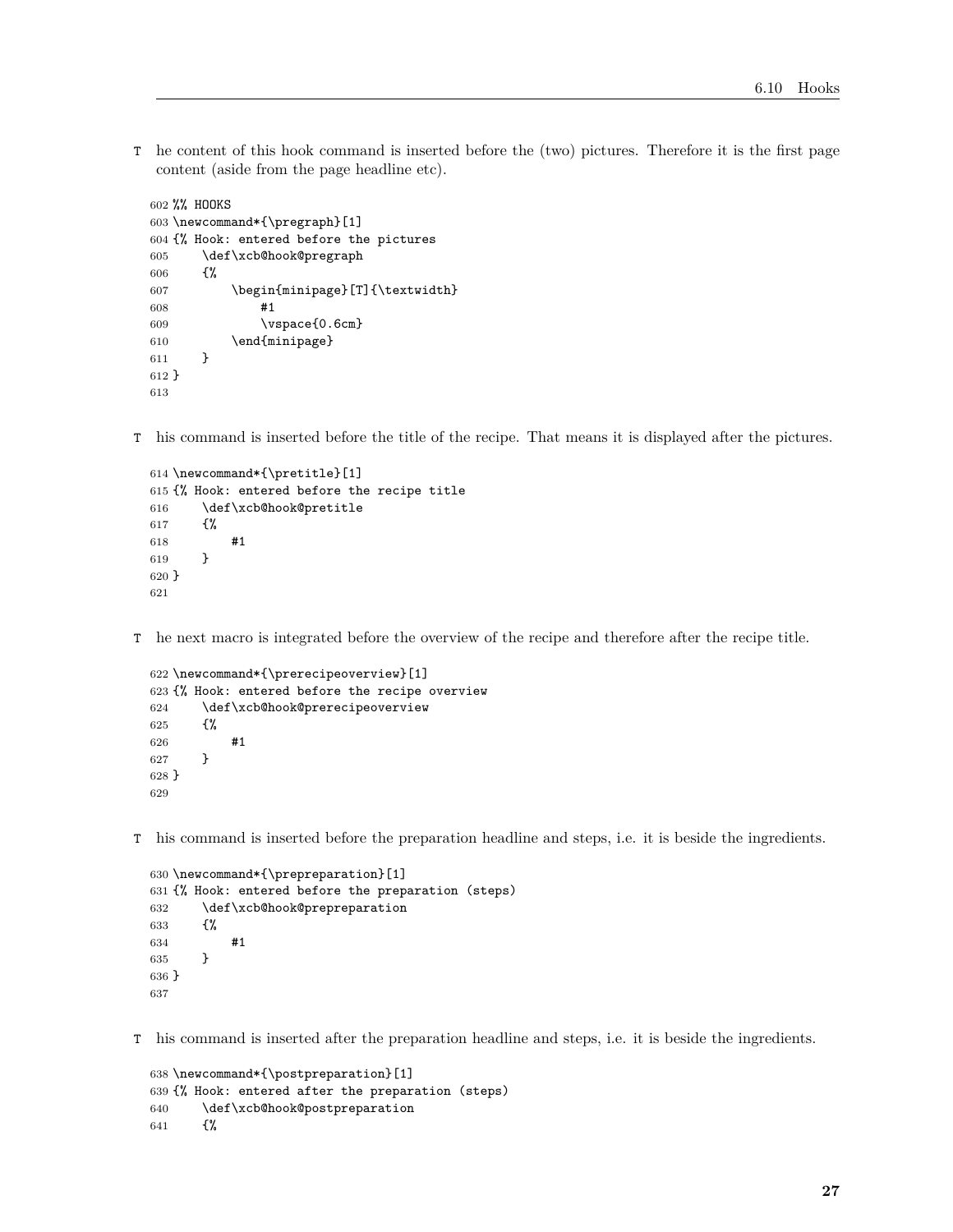The content of this hook command is inserted before the (two) pictures. Therefore it is the first page content (aside from the page headline etc).

```
602 %% HOOKS
603 \newcommand*{\pregraph}[1]
604 {% Hook: entered before the pictures
605     \def\xcb@hook@pregraph
606     {%
607         \begin{minipage}[T]{\textwidth}
608             #1
609             \vspace{0.6cm}
610         \end{minipage}
611     }
612 }
613
```

This command is inserted before the title of the recipe. That means it is displayed after the pictures.

```
614 \newcommand*{\pretitle}[1]
615 {% Hook: entered before the recipe title
616     \def\xcb@hook@pretitle
617     {%
618         #1
619     }
620 }
621
```

The next macro is integrated before the overview of the recipe and therefore after the recipe title.

```
622 \newcommand*{\prerecipeoverview}[1]
623 {% Hook: entered before the recipe overview
624     \def\xcb@hook@prerecipeoverview
625     {%
626         #1
627     }
628 }
629
```

This command is inserted before the preparation headline and steps, i.e. it is beside the ingredients.

```
630 \newcommand*{\prepreparation}[1]
631 {% Hook: entered before the preparation (steps)
632     \def\xcb@hook@prepreparation
633     {%
634         #1
635     }
636 }
637
```

This command is inserted after the preparation headline and steps, i.e. it is beside the ingredients.

```
638 \newcommand*{\postpreparation}[1]
639 {% Hook: entered after the preparation (steps)
640     \def\xcb@hook@postpreparation
641     {%
```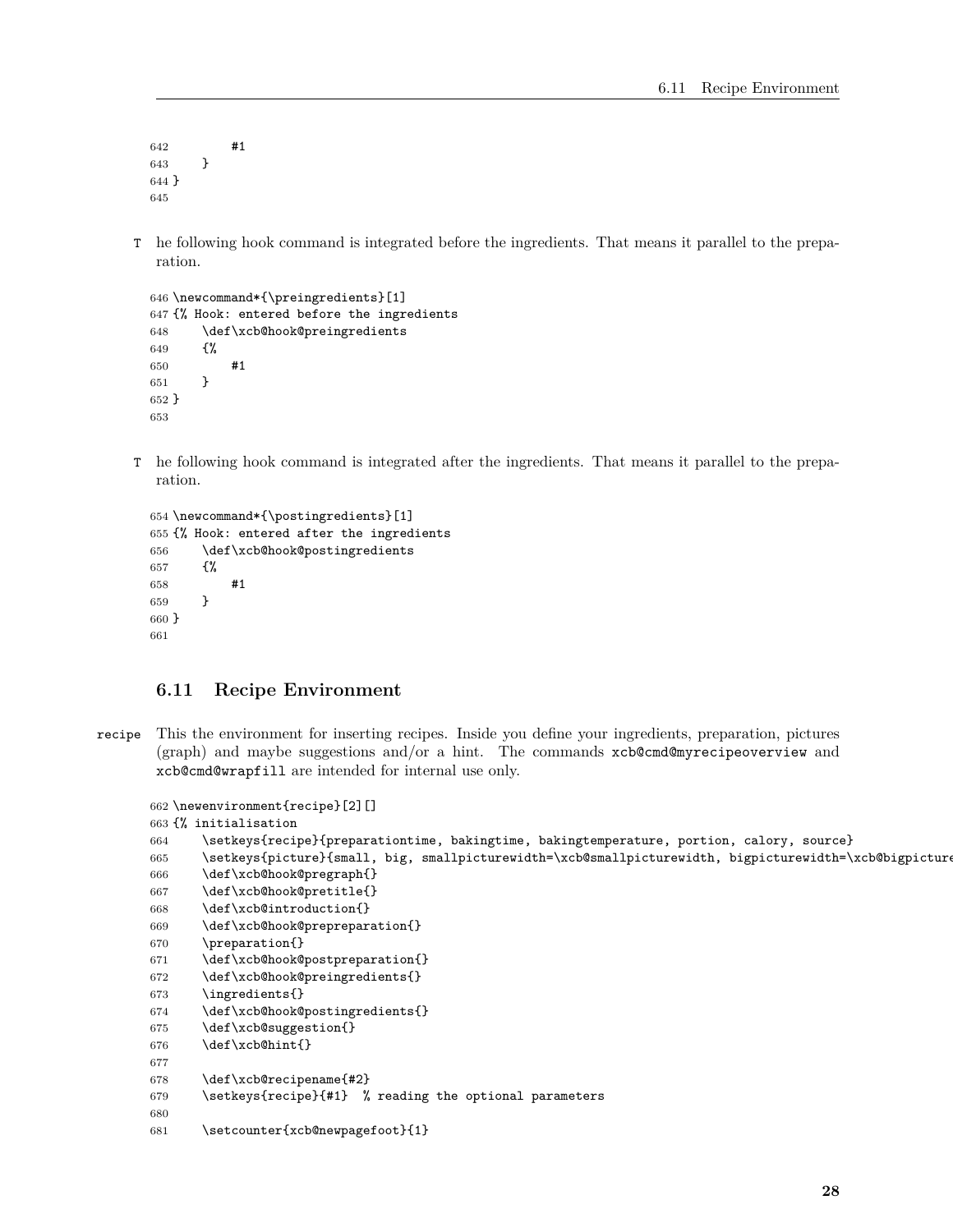```
642         #1
643     }
644 }
645
```

The following hook command is integrated before the ingredients. That means it parallel to the preparation.

```
646 \newcommand*{\preingredients}[1]
647 {% Hook: entered before the ingredients
648     \def\xcb@hook@preingredients
649     {%
650         #1
651     }
652 }
653
```

The following hook command is integrated after the ingredients. That means it parallel to the preparation.

```
654 \newcommand*{\postingredients}[1]
655 {% Hook: entered after the ingredients
656     \def\xcb@hook@postingredients
657     {%
658         #1
659     }
660 }
661
```

### 6.11 Recipe Environment

recipe This the environment for inserting recipes. Inside you define your ingredients, preparation, pictures (graph) and maybe suggestions and/or a hint. The commands xcb@cmd@myrecipeoverview and xcb@cmd@wrapfill are intended for internal use only.

```
662 \newenvironment{recipe}[2][]
663 {% initialisation
664     \setkeys{recipe}{preparationtime, bakingtime, bakingtemperature, portion, calory, source}
665     \setkeys{picture}{small, big, smallpicturewidth=\xcb@smallpicturewidth, bigpicturewidth=\xcb@bigpicture
666     \def\xcb@hook@pregraph{}
667     \def\xcb@hook@pretitle{}
668     \def\xcb@introduction{}
669     \def\xcb@hook@prepreparation{}
670     \preparation{}
671     \def\xcb@hook@postpreparation{}
672     \def\xcb@hook@preingredients{}
673     \ingredients{}
674     \def\xcb@hook@postingredients{}
675     \def\xcb@suggestion{}
676     \def\xcb@hint{}
677
678     \def\xcb@recipename{#2}
679     \setkeys{recipe}{#1}  % reading the optional parameters
680
681     \setcounter{xcb@newpagefoot}{1}
```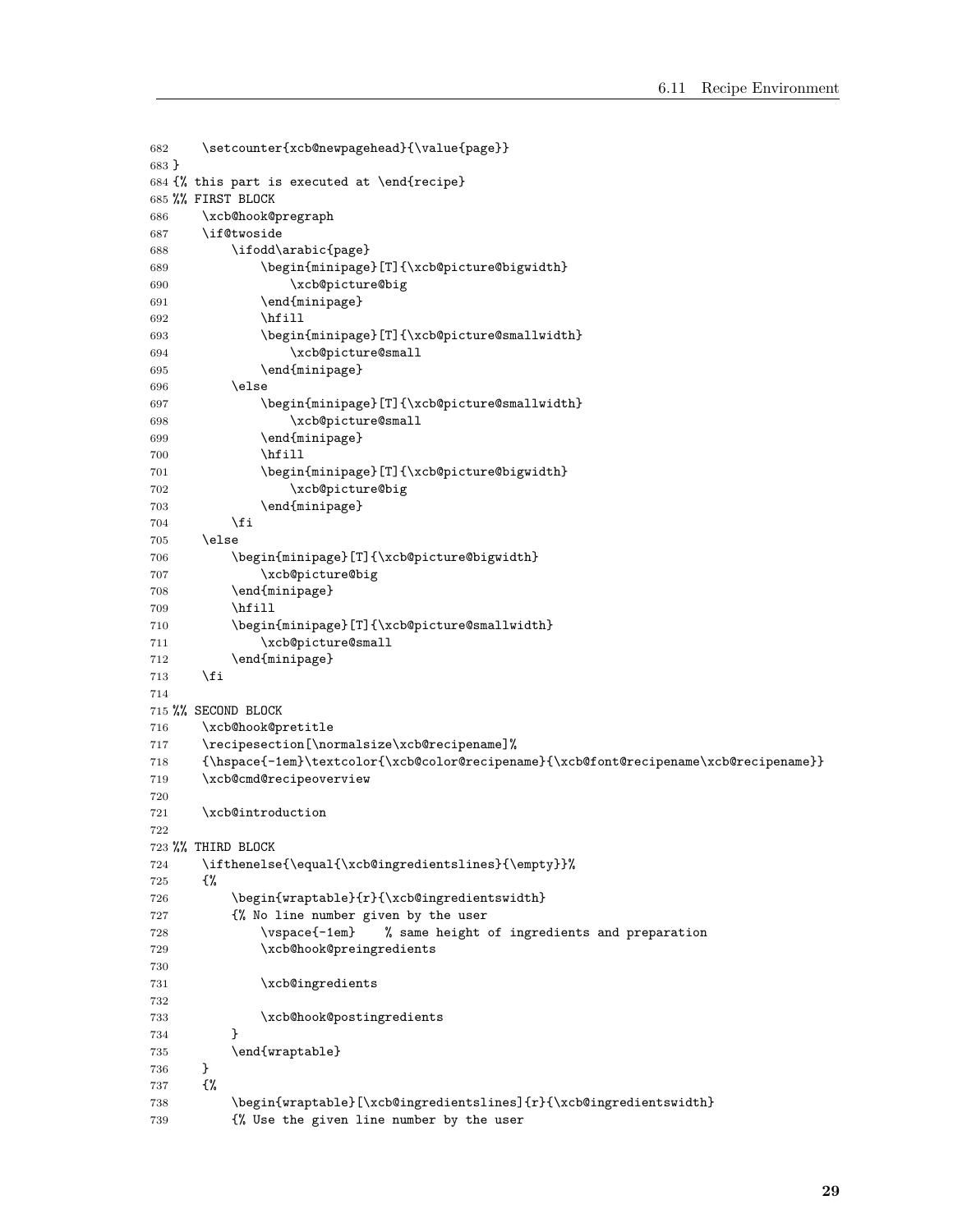```
682     \setcounter{xcb@newpagehead}{\value{page}}
683 }
684 {% this part is executed at \end{recipe}
685 %% FIRST BLOCK
686     \xcb@hook@pregraph
687     \if@twoside
688         \ifodd\arabic{page}
689             \begin{minipage}[T]{\xcb@picture@bigwidth}
690                 \xcb@picture@big
691             \end{minipage}
692             \hfill
693             \begin{minipage}[T]{\xcb@picture@smallwidth}
694                 \xcb@picture@small
695             \end{minipage}
696         \else
697             \begin{minipage}[T]{\xcb@picture@smallwidth}
698                 \xcb@picture@small
699             \end{minipage}
700             \hfill
701             \begin{minipage}[T]{\xcb@picture@bigwidth}
702                 \xcb@picture@big
703             \end{minipage}
704         \fi
705     \else
706         \begin{minipage}[T]{\xcb@picture@bigwidth}
707             \xcb@picture@big
708         \end{minipage}
709         \hfill
710         \begin{minipage}[T]{\xcb@picture@smallwidth}
711             \xcb@picture@small
712         \end{minipage}
713     \fi
714
715 %% SECOND BLOCK
716     \xcb@hook@pretitle
717     \recipesection[\normalsize\xcb@recipename]%
718     {\hspace{-1em}\textcolor{\xcb@color@recipename}{\xcb@font@recipename\xcb@recipename}}
719     \xcb@cmd@recipeoverview
720
721     \xcb@introduction
722
723 %% THIRD BLOCK
724     \ifthenelse{\equal{\xcb@ingredientslines}{\empty}}%
725     {%
726         \begin{wraptable}{r}{\xcb@ingredientswidth}
727         {% No line number given by the user
728             \vspace{-1em}    % same height of ingredients and preparation
729             \xcb@hook@preingredients
730
731             \xcb@ingredients
732
733             \xcb@hook@postingredients
734         }
735         \end{wraptable}
736     }
737     {%
738         \begin{wraptable}[\xcb@ingredientslines]{r}{\xcb@ingredientswidth}
739         {% Use the given line number by the user
```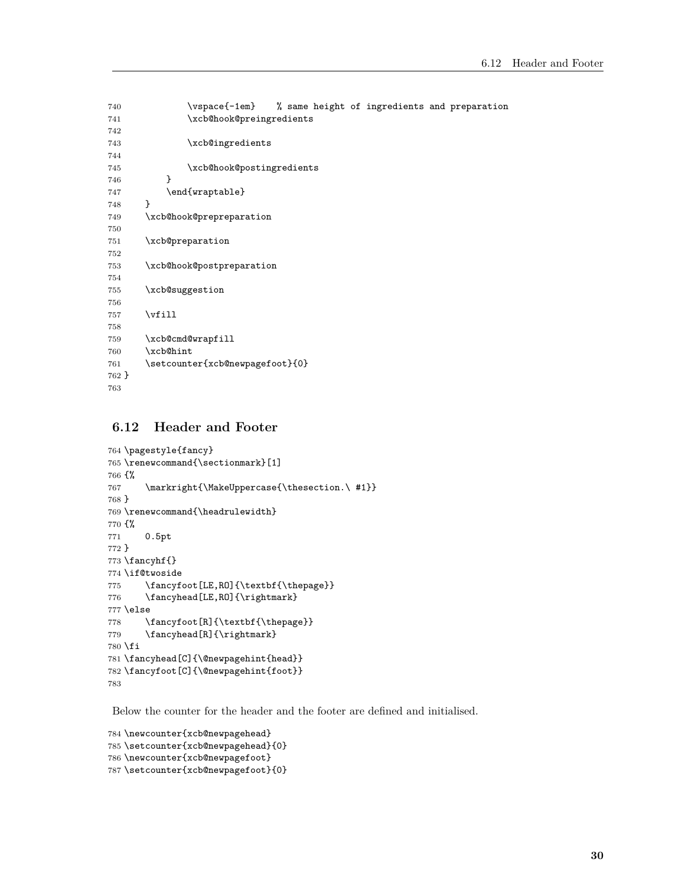```
740            \vspace{-1em}    % same height of ingredients and preparation
741            \xcb@hook@preingredients
742
743            \xcb@ingredients
744
745            \xcb@hook@postingredients
746        }
747        \end{wraptable}
748    }
749    \xcb@hook@prepreparation
750
751    \xcb@preparation
752
753    \xcb@hook@postpreparation
754
755    \xcb@suggestion
756
757    \vfill
758
759    \xcb@cmd@wrapfill
760    \xcb@hint
761    \setcounter{xcb@newpagefoot}{0}
762 }
763
```

### 6.12 Header and Footer

```
764 \pagestyle{fancy}
765 \renewcommand{\sectionmark}[1]
766 {%
767     \markright{\MakeUppercase{\thesection.\ #1}}
768 }
769 \renewcommand{\headrulewidth}
770 {%
771     0.5pt
772 }
773 \fancyhf{}
774 \if@twoside
775     \fancyfoot[LE,RO]{\textbf{\thepage}}
776     \fancyhead[LE,RO]{\rightmark}
777 \else
778     \fancyfoot[R]{\textbf{\thepage}}
779     \fancyhead[R]{\rightmark}
780 \fi
781 \fancyhead[C]{\@newpagehint{head}}
782 \fancyfoot[C]{\@newpagehint{foot}}
783
```

Below the counter for the header and the footer are defined and initialised.

```
784 \newcounter{xcb@newpagehead}
785 \setcounter{xcb@newpagehead}{0}
786 \newcounter{xcb@newpagefoot}
787 \setcounter{xcb@newpagefoot}{0}
```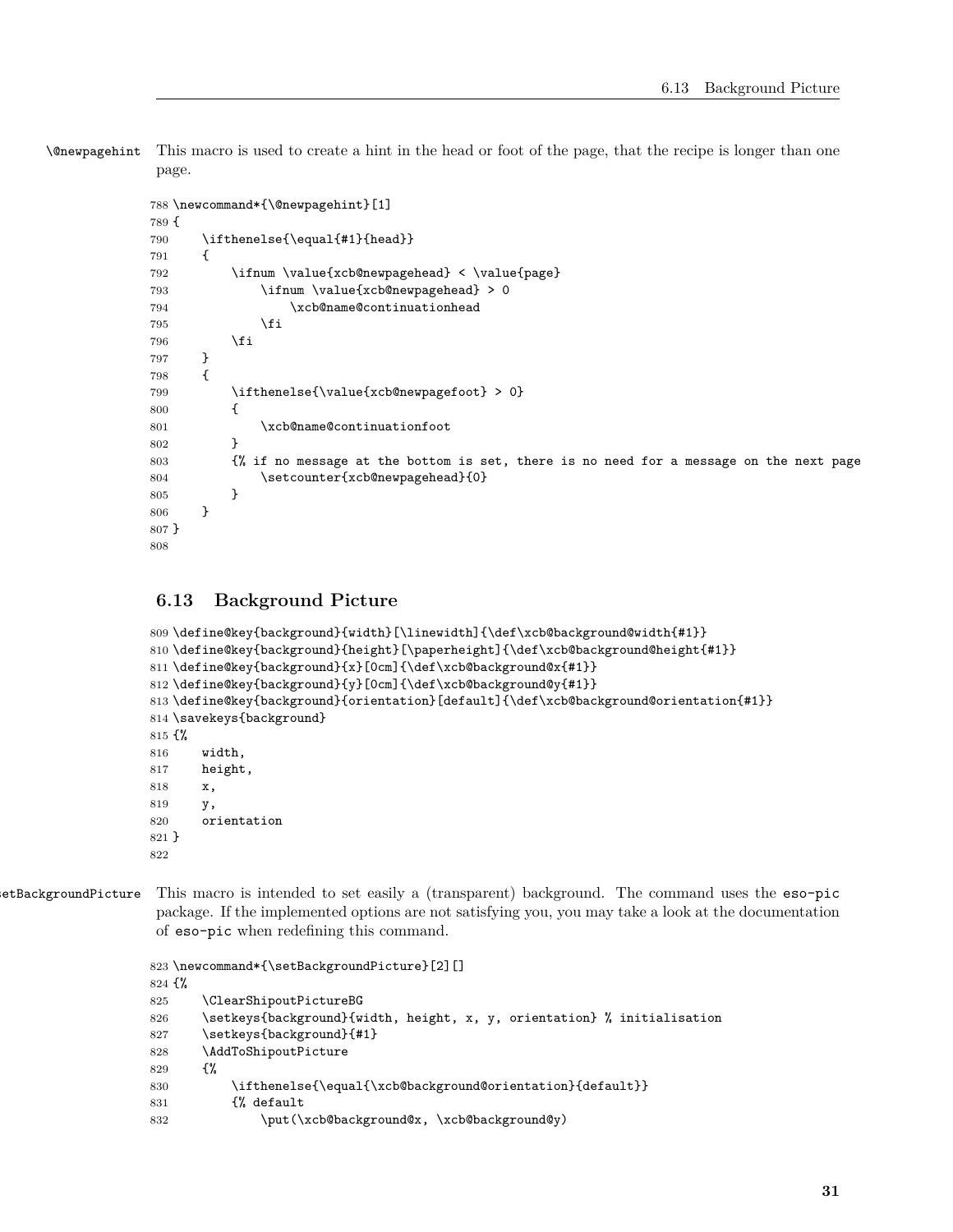\@newpagehint This macro is used to create a hint in the head or foot of the page, that the recipe is longer than one page.

```
788 \newcommand*{\@newpagehint}[1]
789 {
790     \ifthenelse{\equal{#1}{head}}
791     {
792         \ifnum \value{xcb@newpagehead} < \value{page}
793             \ifnum \value{xcb@newpagehead} > 0
794                 \xcb@name@continuationhead
795             \fi
796         \fi
797     }
798     {
799         \ifthenelse{\value{xcb@newpagefoot} > 0}
800         {
801             \xcb@name@continuationfoot
802         }
803         {% if no message at the bottom is set, there is no need for a message on the next page
804             \setcounter{xcb@newpagehead}{0}
805         }
806     }
807 }
808
```

## 6.13 Background Picture

```
809 \define@key{background}{width}[\linewidth]{\def\xcb@background@width{#1}}
810 \define@key{background}{height}[\paperheight]{\def\xcb@background@height{#1}}
811 \define@key{background}{x}[0cm]{\def\xcb@background@x{#1}}
812 \define@key{background}{y}[0cm]{\def\xcb@background@y{#1}}
813 \define@key{background}{orientation}[default]{\def\xcb@background@orientation{#1}}
814 \savekeys{background}
815 {%
816     width,
817     height,
818     x,
819     y,
820     orientation
821 }
822
```

\setBackgroundPicture This macro is intended to set easily a (transparent) background. The command uses the eso-pic package. If the implemented options are not satisfying you, you may take a look at the documentation of eso-pic when redefining this command.

```
823 \newcommand*{\setBackgroundPicture}[2][]
824 {%
825     \ClearShipoutPictureBG
826     \setkeys{background}{width, height, x, y, orientation} % initialisation
827     \setkeys{background}{#1}
828     \AddToShipoutPicture
829     {%
830         \ifthenelse{\equal{\xcb@background@orientation}{default}}
831         {% default
832             \put(\xcb@background@x, \xcb@background@y)
```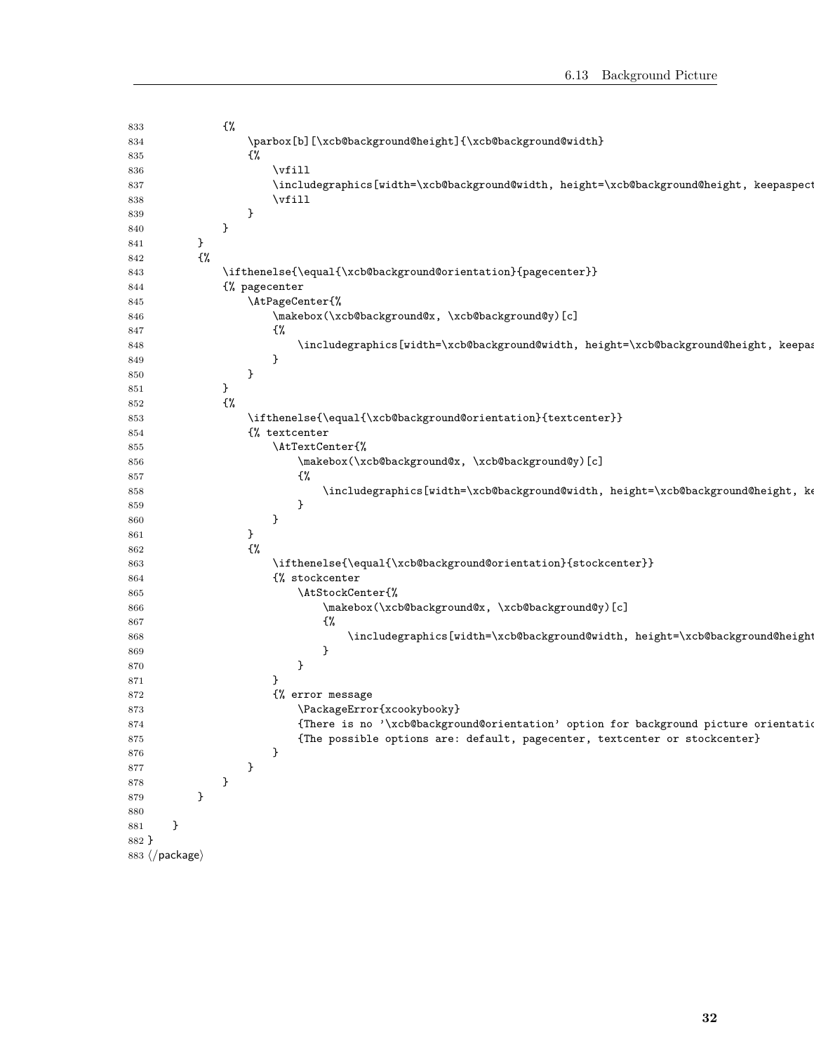```
833             {%
834                 \parbox[b][\xcb@background@height]{\xcb@background@width}
835                 {%
836                     \vfill
837                     \includegraphics[width=\xcb@background@width, height=\xcb@background@height, keepaspect
838                     \vfill
839                 }
840             }
841         }
842         {%
843             \ifthenelse{\equal{\xcb@background@orientation}{pagecenter}}
844             {% pagecenter
845                 \AtPageCenter{%
846                     \makebox(\xcb@background@x, \xcb@background@y)[c]
847                     {%
848                         \includegraphics[width=\xcb@background@width, height=\xcb@background@height, keepas
849                     }
850                 }
851             }
852             {%
853                 \ifthenelse{\equal{\xcb@background@orientation}{textcenter}}
854                 {% textcenter
855                     \AtTextCenter{%
856                         \makebox(\xcb@background@x, \xcb@background@y)[c]
857                         {%
858                             \includegraphics[width=\xcb@background@width, height=\xcb@background@height, ke
859                         }
860                     }
861                 }
862                 {%
863                     \ifthenelse{\equal{\xcb@background@orientation}{stockcenter}}
864                     {% stockcenter
865                         \AtStockCenter{%
866                             \makebox(\xcb@background@x, \xcb@background@y)[c]
867                             {%
868                                 \includegraphics[width=\xcb@background@width, height=\xcb@background@height
869                             }
870                         }
871                     }
872                     {% error message
873                         \PackageError{xcookybooky}
874                         {There is no '\xcb@background@orientation' option for background picture orientatio
875                         {The possible options are: default, pagecenter, textcenter or stockcenter}
876                     }
877                 }
878             }
879         }
880 
881     }
882 }
883 </package>
```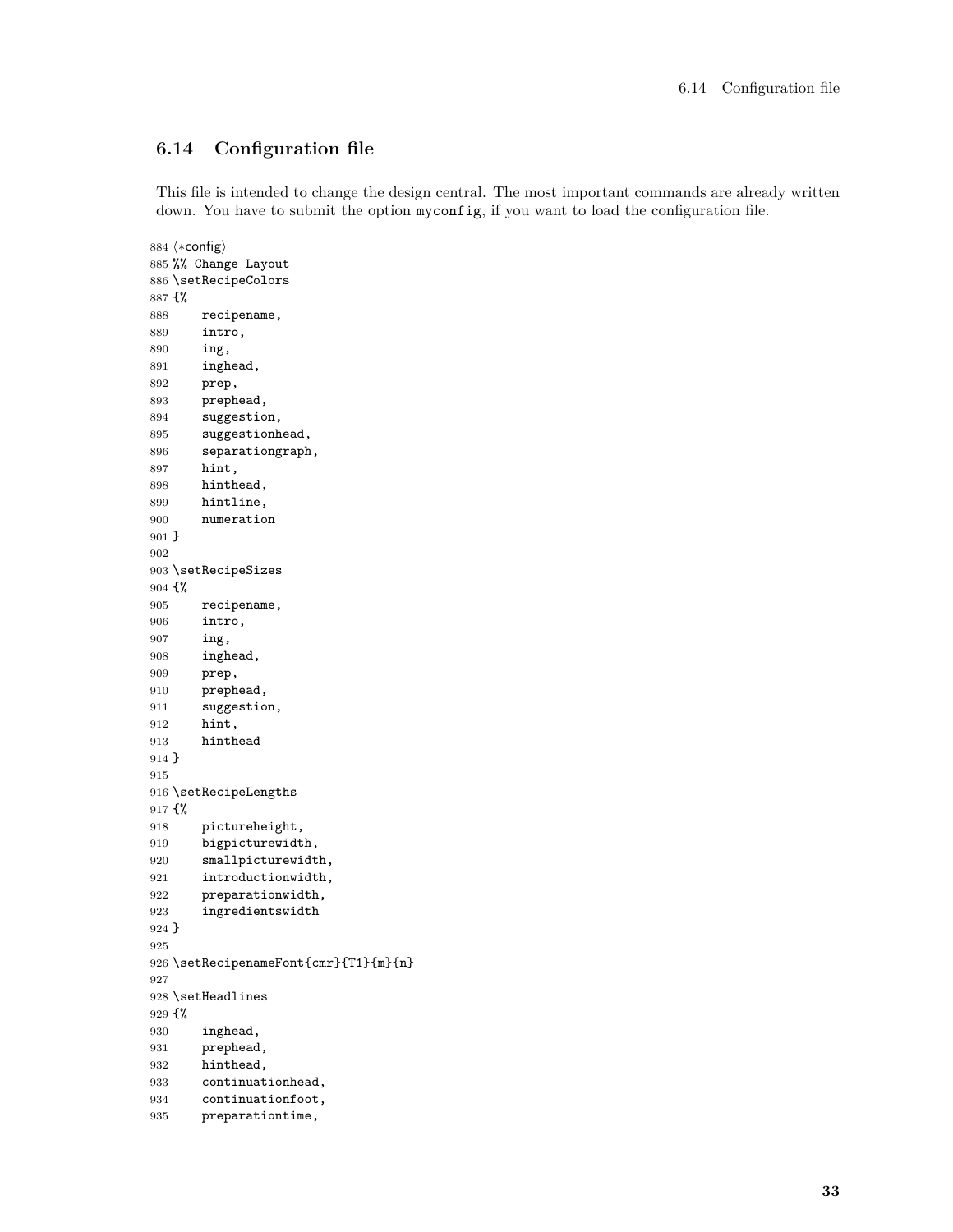## 6.14 Configuration file

This file is intended to change the design central. The most important commands are already written down. You have to submit the option `myconfig`, if you want to load the configuration file.

```
884 ⟨*config⟩
885 %% Change Layout
886 \setRecipeColors
887 {%
888     recipename,
889     intro,
890     ing,
891     inghead,
892     prep,
893     prephead,
894     suggestion,
895     suggestionhead,
896     separationgraph,
897     hint,
898     hinthead,
899     hintline,
900     numeration
901 }
902
903 \setRecipeSizes
904 {%
905     recipename,
906     intro,
907     ing,
908     inghead,
909     prep,
910     prephead,
911     suggestion,
912     hint,
913     hinthead
914 }
915
916 \setRecipeLengths
917 {%
918     pictureheight,
919     bigpicturewidth,
920     smallpicturewidth,
921     introductionwidth,
922     preparationwidth,
923     ingredientswidth
924 }
925
926 \setRecipenameFont{cmr}{T1}{m}{n}
927
928 \setHeadlines
929 {%
930     inghead,
931     prephead,
932     hinthead,
933     continuationhead,
934     continuationfoot,
935     preparationtime,
```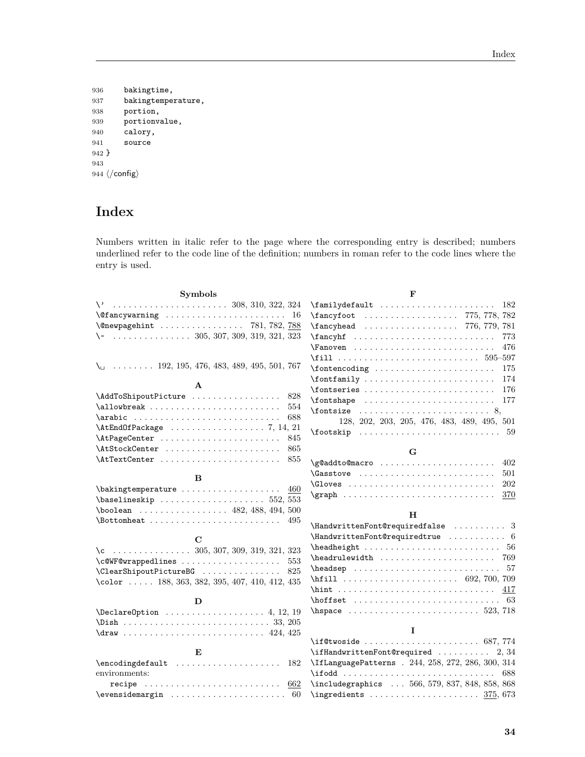```
936     bakingtime,
937     bakingtemperature,
938     portion,
939     portionvalue,
940     calory,
941     source
942 }
943
944 </config>
```

# Index

Numbers written in italic refer to the page where the corresponding entry is described; numbers underlined refer to the code line of the definition; numbers in roman refer to the code lines where the entry is used.

**Symbols**

- `\'` . . . . . . . . 308, 310, 322, 324
- `\@fancywarning` . . . . . . . . 16
- `\@newpagehint` . . . . . . . . 781, 782, <u>788</u>
- `\~` . . . . . . . . 305, 307, 309, 319, 321, 323
- `\␣` . . . . . . . . 192, 195, 476, 483, 489, 495, 501, 767

**A**

- `\AddToShipoutPicture` . . . . . . . . 828
- `\allowbreak` . . . . . . . . 554
- `\arabic` . . . . . . . . 688
- `\AtEndOfPackage` . . . . . . . . 7, 14, 21
- `\AtPageCenter` . . . . . . . . 845
- `\AtStockCenter` . . . . . . . . 865
- `\AtTextCenter` . . . . . . . . 855

**B**

- `\bakingtemperature` . . . . . . . . <u>460</u>
- `\baselineskip` . . . . . . . . 552, 553
- `\boolean` . . . . . . . . 482, 488, 494, 500
- `\Bottomheat` . . . . . . . . 495

**C**

- `\c` . . . . . . . . 305, 307, 309, 319, 321, 323
- `\c@WF@wrappedlines` . . . . . . . . 553
- `\ClearShipoutPictureBG` . . . . . . . . 825
- `\color` . . . . . 188, 363, 382, 395, 407, 410, 412, 435

**D**

- `\DeclareOption` . . . . . . . . 4, 12, 19
- `\Dish` . . . . . . . . 33, 205
- `\draw` . . . . . . . . 424, 425

**E**

- `\encodingdefault` . . . . . . . . 182
- environments:
  - `recipe` . . . . . . . . <u>662</u>
- `\evensidemargin` . . . . . . . . 60

**F**

- `\familydefault` . . . . . . . . 182
- `\fancyfoot` . . . . . . . . 775, 778, 782
- `\fancyhead` . . . . . . . . 776, 779, 781
- `\fancyhf` . . . . . . . . 773
- `\Fanoven` . . . . . . . . 476
- `\fill` . . . . . . . . 595–597
- `\fontencoding` . . . . . . . . 175
- `\fontfamily` . . . . . . . . 174
- `\fontseries` . . . . . . . . 176
- `\fontshape` . . . . . . . . 177
- `\fontsize` . . . . . . . . 8, 128, 202, 203, 205, 476, 483, 489, 495, 501
- `\footskip` . . . . . . . . 59

**G**

- `\g@addto@macro` . . . . . . . . 402
- `\Gasstove` . . . . . . . . 501
- `\Gloves` . . . . . . . . 202
- `\graph` . . . . . . . . <u>370</u>

**H**

- `\HandwrittenFont@requiredfalse` . . . . . . . . 3
- `\HandwrittenFont@requiredtrue` . . . . . . . . 6
- `\headheight` . . . . . . . . 56
- `\headrulewidth` . . . . . . . . 769
- `\headsep` . . . . . . . . 57
- `\hfill` . . . . . . . . 692, 700, 709
- `\hint` . . . . . . . . <u>417</u>
- `\hoffset` . . . . . . . . 63
- `\hspace` . . . . . . . . 523, 718

**I**

- `\if@twoside` . . . . . . . . 687, 774
- `\ifHandwrittenFont@required` . . . . . . . . 2, 34
- `\IfLanguagePatterns` . 244, 258, 272, 286, 300, 314
- `\ifodd` . . . . . . . . 688
- `\includegraphics` . . . 566, 579, 837, 848, 858, 868
- `\ingredients` . . . . . . . . <u>375</u>, 673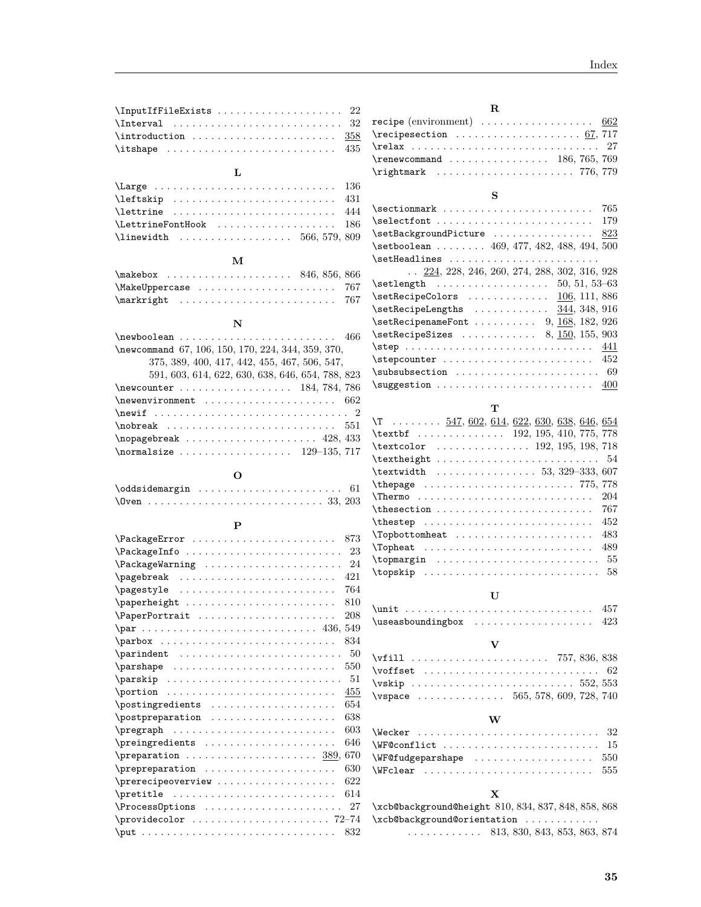\InputIfFileExists . . . . . . . . . . . . . . . . . . . 22
\Interval . . . . . . . . . . . . . . . . . . . . . . . . . . 32
\introduction . . . . . . . . . . . . . . . . . . . . . . 358
\itshape . . . . . . . . . . . . . . . . . . . . . . . . . . 435

**L**

\Large . . . . . . . . . . . . . . . . . . . . . . . . . . . . 136
\leftskip . . . . . . . . . . . . . . . . . . . . . . . . . 431
\lettrine . . . . . . . . . . . . . . . . . . . . . . . . . 444
\LettrineFontHook . . . . . . . . . . . . . . . . . . 186
\linewidth . . . . . . . . . . . . . . . . . 566, 579, 809

**M**

\makebox . . . . . . . . . . . . . . . . . . . 846, 856, 866
\MakeUppercase . . . . . . . . . . . . . . . . . . . . . 767
\markright . . . . . . . . . . . . . . . . . . . . . . . . 767

**N**

\newboolean . . . . . . . . . . . . . . . . . . . . . . . . 466
\newcommand 67, 106, 150, 170, 224, 344, 359, 370, 375, 389, 400, 417, 442, 455, 467, 506, 547, 591, 603, 614, 622, 630, 638, 646, 654, 788, 823
\newcounter . . . . . . . . . . . . . . . . . . 184, 784, 786
\newenvironment . . . . . . . . . . . . . . . . . . . . 662
\newif . . . . . . . . . . . . . . . . . . . . . . . . . . . . . . 2
\nobreak . . . . . . . . . . . . . . . . . . . . . . . . . . 551
\nopagebreak . . . . . . . . . . . . . . . . . . . . 428, 433
\normalsize . . . . . . . . . . . . . . . . . . 129–135, 717

**O**

\oddsidemargin . . . . . . . . . . . . . . . . . . . . . . 61
\Oven . . . . . . . . . . . . . . . . . . . . . . . . . . . 33, 203

**P**

\PackageError . . . . . . . . . . . . . . . . . . . . . . 873
\PackageInfo . . . . . . . . . . . . . . . . . . . . . . . . 23
\PackageWarning . . . . . . . . . . . . . . . . . . . . . 24
\pagebreak . . . . . . . . . . . . . . . . . . . . . . . . 421
\pagestyle . . . . . . . . . . . . . . . . . . . . . . . . 764
\paperheight . . . . . . . . . . . . . . . . . . . . . . . 810
\PaperPortrait . . . . . . . . . . . . . . . . . . . . . 208
\par . . . . . . . . . . . . . . . . . . . . . . . . . . . 436, 549
\parbox . . . . . . . . . . . . . . . . . . . . . . . . . . . 834
\parindent . . . . . . . . . . . . . . . . . . . . . . . . . 50
\parshape . . . . . . . . . . . . . . . . . . . . . . . . . 550
\parskip . . . . . . . . . . . . . . . . . . . . . . . . . . . 51
\portion . . . . . . . . . . . . . . . . . . . . . . . . . . 455
\postingredients . . . . . . . . . . . . . . . . . . . 654
\postpreparation . . . . . . . . . . . . . . . . . . . 638
\pregraph . . . . . . . . . . . . . . . . . . . . . . . . . 603
\preingredients . . . . . . . . . . . . . . . . . . . . 646
\preparation . . . . . . . . . . . . . . . . . . . . 389, 670
\prepreparation . . . . . . . . . . . . . . . . . . . . 630
\prerecipeoverview . . . . . . . . . . . . . . . . . . 622
\pretitle . . . . . . . . . . . . . . . . . . . . . . . . . . 614
\ProcessOptions . . . . . . . . . . . . . . . . . . . . . 27
\providecolor . . . . . . . . . . . . . . . . . . . . . 72–74
\put . . . . . . . . . . . . . . . . . . . . . . . . . . . . . . 832

**R**

recipe (environment) . . . . . . . . . . . . . . . . . 662
\recipesection . . . . . . . . . . . . . . . . . . . . 67, 717
\relax . . . . . . . . . . . . . . . . . . . . . . . . . . . . . 27
\renewcommand . . . . . . . . . . . . . . . . 186, 765, 769
\rightmark . . . . . . . . . . . . . . . . . . . . . . 776, 779

**S**

\sectionmark . . . . . . . . . . . . . . . . . . . . . . . 765
\selectfont . . . . . . . . . . . . . . . . . . . . . . . . . 179
\setBackgroundPicture . . . . . . . . . . . . . . . . 823
\setboolean . . . . . . . . 469, 477, 482, 488, 494, 500
\setHeadlines . . . . . . . . . . . . . . . . . . . . . . . . . . 224, 228, 246, 260, 274, 288, 302, 316, 928
\setlength . . . . . . . . . . . . . . . . . . . 50, 51, 53–63
\setRecipeColors . . . . . . . . . . . . . 106, 111, 886
\setRecipeLengths . . . . . . . . . . . . 344, 348, 916
\setRecipenameFont . . . . . . . . . . 9, 168, 182, 926
\setRecipeSizes . . . . . . . . . . . . 8, 150, 155, 903
\step . . . . . . . . . . . . . . . . . . . . . . . . . . . . . 441
\stepcounter . . . . . . . . . . . . . . . . . . . . . . . . 452
\subsubsection . . . . . . . . . . . . . . . . . . . . . . . 69
\suggestion . . . . . . . . . . . . . . . . . . . . . . . . . 400

**T**

\T . . . . . . . . 547, 602, 614, 622, 630, 638, 646, 654
\textbf . . . . . . . . . . . . . . 192, 195, 410, 775, 778
\textcolor . . . . . . . . . . . . . . . 192, 195, 198, 718
\textheight . . . . . . . . . . . . . . . . . . . . . . . . . 54
\textwidth . . . . . . . . . . . . . . . . 53, 329–333, 607
\thepage . . . . . . . . . . . . . . . . . . . . . . . . 775, 778
\Thermo . . . . . . . . . . . . . . . . . . . . . . . . . . . 204
\thesection . . . . . . . . . . . . . . . . . . . . . . . . . 767
\thestep . . . . . . . . . . . . . . . . . . . . . . . . . . . 452
\Topbottomheat . . . . . . . . . . . . . . . . . . . . . . 483
\Topheat . . . . . . . . . . . . . . . . . . . . . . . . . . . 489
\topmargin . . . . . . . . . . . . . . . . . . . . . . . . . . 55
\topskip . . . . . . . . . . . . . . . . . . . . . . . . . . . . 58

**U**

\unit . . . . . . . . . . . . . . . . . . . . . . . . . . . . . . 457
\useasboundingbox . . . . . . . . . . . . . . . . . . . 423

**V**

\vfill . . . . . . . . . . . . . . . . . . . . . . 757, 836, 838
\voffset . . . . . . . . . . . . . . . . . . . . . . . . . . . . 62
\vskip . . . . . . . . . . . . . . . . . . . . . . . . . . 552, 553
\vspace . . . . . . . . . . . . . . 565, 578, 609, 728, 740

**W**

\Wecker . . . . . . . . . . . . . . . . . . . . . . . . . . . . 32
\WF@conflict . . . . . . . . . . . . . . . . . . . . . . . . . 15
\WF@fudgeparshape . . . . . . . . . . . . . . . . . . . 550
\WFclear . . . . . . . . . . . . . . . . . . . . . . . . . . . 555

**X**

\xcb@background@height 810, 834, 837, 848, 858, 868
\xcb@background@orientation . . . . . . . . . . . . . . . . . . . . . . . . 813, 830, 843, 853, 863, 874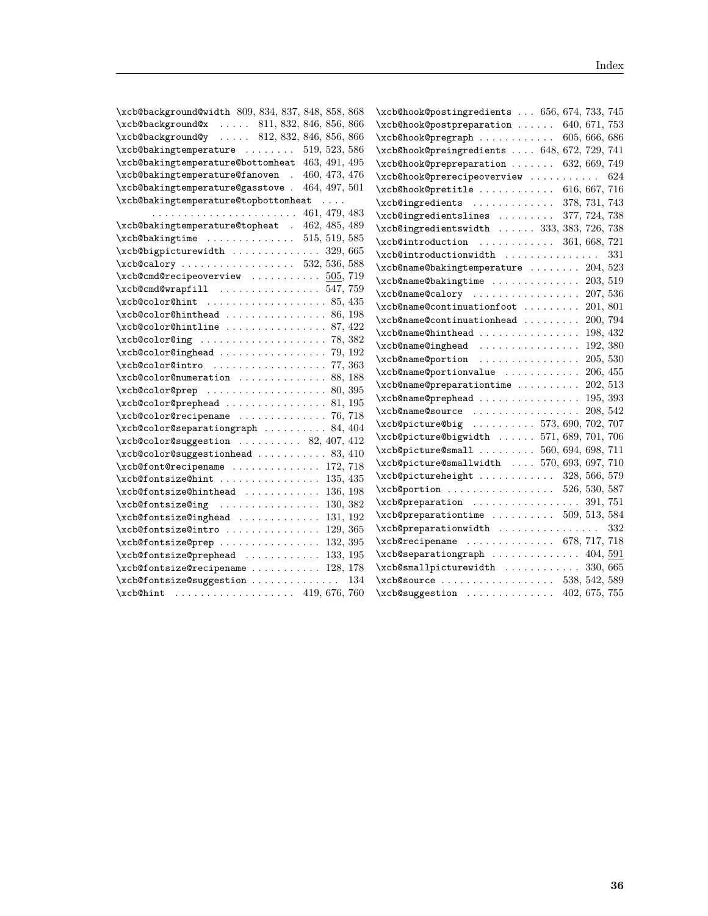\xcb@background@width 809, 834, 837, 848, 858, 868
\xcb@background@x . . . . . 811, 832, 846, 856, 866
\xcb@background@y . . . . . 812, 832, 846, 856, 866
\xcb@bakingtemperature . . . . . . . . 519, 523, 586
\xcb@bakingtemperature@bottomheat 463, 491, 495
\xcb@bakingtemperature@fanoven . 460, 473, 476
\xcb@bakingtemperature@gasstove . 464, 497, 501
\xcb@bakingtemperature@topbottomheat . . . . . . . . . . . . . . . . . . . . . . . . . . . 461, 479, 483
\xcb@bakingtemperature@topheat . 462, 485, 489
\xcb@bakingtime . . . . . . . . . . . . . . 515, 519, 585
\xcb@bigpicturewidth . . . . . . . . . . . . . . 329, 665
\xcb@calory . . . . . . . . . . . . . . . . . . 532, 536, 588
\xcb@cmd@recipeoverview . . . . . . . . . . 505, 719
\xcb@cmd@wrapfill . . . . . . . . . . . . . . . . 547, 759
\xcb@color@hint . . . . . . . . . . . . . . . . . . . 85, 435
\xcb@color@hinthead . . . . . . . . . . . . . . . . 86, 198
\xcb@color@hintline . . . . . . . . . . . . . . . . 87, 422
\xcb@color@ing . . . . . . . . . . . . . . . . . . . . 78, 382
\xcb@color@inghead . . . . . . . . . . . . . . . . . 79, 192
\xcb@color@intro . . . . . . . . . . . . . . . . . . 77, 363
\xcb@color@numeration . . . . . . . . . . . . . . 88, 188
\xcb@color@prep . . . . . . . . . . . . . . . . . . . 80, 395
\xcb@color@prephead . . . . . . . . . . . . . . . . 81, 195
\xcb@color@recipename . . . . . . . . . . . . . . 76, 718
\xcb@color@separationgraph . . . . . . . . . . 84, 404
\xcb@color@suggestion . . . . . . . . . . 82, 407, 412
\xcb@color@suggestionhead . . . . . . . . . . . 83, 410
\xcb@font@recipename . . . . . . . . . . . . . . 172, 718
\xcb@fontsize@hint . . . . . . . . . . . . . . . . 135, 435
\xcb@fontsize@hinthead . . . . . . . . . . . . 136, 198
\xcb@fontsize@ing . . . . . . . . . . . . . . . . 130, 382
\xcb@fontsize@inghead . . . . . . . . . . . . . 131, 192
\xcb@fontsize@intro . . . . . . . . . . . . . . . 129, 365
\xcb@fontsize@prep . . . . . . . . . . . . . . . . 132, 395
\xcb@fontsize@prephead . . . . . . . . . . . . 133, 195
\xcb@fontsize@recipename . . . . . . . . . . . 128, 178
\xcb@fontsize@suggestion . . . . . . . . . . . . . . 134
\xcb@hint . . . . . . . . . . . . . . . . . . . 419, 676, 760
\xcb@hook@postingredients . . . 656, 674, 733, 745
\xcb@hook@postpreparation . . . . . . 640, 671, 753
\xcb@hook@pregraph . . . . . . . . . . . . 605, 666, 686
\xcb@hook@preingredients . . . . 648, 672, 729, 741
\xcb@hook@prepreparation . . . . . . . 632, 669, 749
\xcb@hook@prerecipeoverview . . . . . . . . . . . 624
\xcb@hook@pretitle . . . . . . . . . . . . 616, 667, 716
\xcb@ingredients . . . . . . . . . . . . . 378, 731, 743
\xcb@ingredientslines . . . . . . . . . 377, 724, 738
\xcb@ingredientswidth . . . . . . 333, 383, 726, 738
\xcb@introduction . . . . . . . . . . . . 361, 668, 721
\xcb@introductionwidth . . . . . . . . . . . . . . . 331
\xcb@name@bakingtemperature . . . . . . . . 204, 523
\xcb@name@bakingtime . . . . . . . . . . . . . . 203, 519
\xcb@name@calory . . . . . . . . . . . . . . . . . 207, 536
\xcb@name@continuationfoot . . . . . . . . . 201, 801
\xcb@name@continuationhead . . . . . . . . . 200, 794
\xcb@name@hinthead . . . . . . . . . . . . . . . . 198, 432
\xcb@name@inghead . . . . . . . . . . . . . . . . 192, 380
\xcb@name@portion . . . . . . . . . . . . . . . . 205, 530
\xcb@name@portionvalue . . . . . . . . . . . . 206, 455
\xcb@name@preparationtime . . . . . . . . . . 202, 513
\xcb@name@prephead . . . . . . . . . . . . . . . . 195, 393
\xcb@name@source . . . . . . . . . . . . . . . . . 208, 542
\xcb@picture@big . . . . . . . . . . 573, 690, 702, 707
\xcb@picture@bigwidth . . . . . . 571, 689, 701, 706
\xcb@picture@small . . . . . . . . . 560, 694, 698, 711
\xcb@picture@smallwidth . . . . 570, 693, 697, 710
\xcb@pictureheight . . . . . . . . . . . . 328, 566, 579
\xcb@portion . . . . . . . . . . . . . . . . . 526, 530, 587
\xcb@preparation . . . . . . . . . . . . . . . . . 391, 751
\xcb@preparationtime . . . . . . . . . . 509, 513, 584
\xcb@preparationwidth . . . . . . . . . . . . . . . . 332
\xcb@recipename . . . . . . . . . . . . . . 678, 717, 718
\xcb@separationgraph . . . . . . . . . . . . . . 404, 591
\xcb@smallpicturewidth . . . . . . . . . . . . 330, 665
\xcb@source . . . . . . . . . . . . . . . . . . 538, 542, 589
\xcb@suggestion . . . . . . . . . . . . . . 402, 675, 755